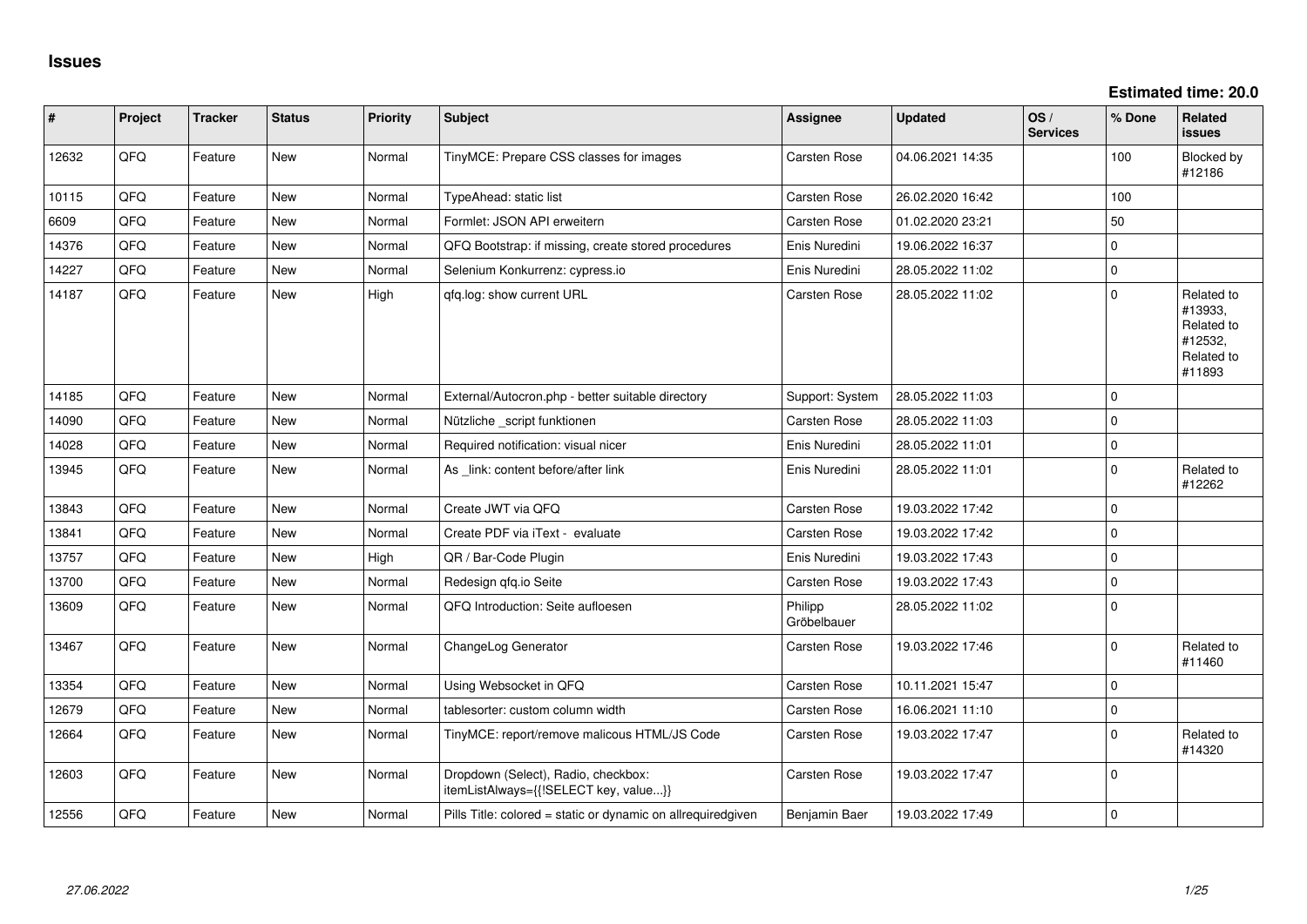# Issues

**Estimated time: 20.0**

| # | Project | Tracker | Status | Priority | Subject | Assignee | Updated | OS / Services | % Done | Related issues |
|---|---|---|---|---|---|---|---|---|---|---|
| 12632 | QFQ | Feature | New | Normal | TinyMCE: Prepare CSS classes for images | Carsten Rose | 04.06.2021 14:35 | | 100 | Blocked by #12186 |
| 10115 | QFQ | Feature | New | Normal | TypeAhead: static list | Carsten Rose | 26.02.2020 16:42 | | 100 | |
| 6609 | QFQ | Feature | New | Normal | Formlet: JSON API erweitern | Carsten Rose | 01.02.2020 23:21 | | 50 | |
| 14376 | QFQ | Feature | New | Normal | QFQ Bootstrap: if missing, create stored procedures | Enis Nuredini | 19.06.2022 16:37 | | 0 | |
| 14227 | QFQ | Feature | New | Normal | Selenium Konkurrenz: cypress.io | Enis Nuredini | 28.05.2022 11:02 | | 0 | |
| 14187 | QFQ | Feature | New | High | qfq.log: show current URL | Carsten Rose | 28.05.2022 11:02 | | 0 | Related to #13933, Related to #12532, Related to #11893 |
| 14185 | QFQ | Feature | New | Normal | External/Autocron.php - better suitable directory | Support: System | 28.05.2022 11:03 | | 0 | |
| 14090 | QFQ | Feature | New | Normal | Nützliche _script funktionen | Carsten Rose | 28.05.2022 11:03 | | 0 | |
| 14028 | QFQ | Feature | New | Normal | Required notification: visual nicer | Enis Nuredini | 28.05.2022 11:01 | | 0 | |
| 13945 | QFQ | Feature | New | Normal | As _link: content before/after link | Enis Nuredini | 28.05.2022 11:01 | | 0 | Related to #12262 |
| 13843 | QFQ | Feature | New | Normal | Create JWT via QFQ | Carsten Rose | 19.03.2022 17:42 | | 0 | |
| 13841 | QFQ | Feature | New | Normal | Create PDF via iText - evaluate | Carsten Rose | 19.03.2022 17:42 | | 0 | |
| 13757 | QFQ | Feature | New | High | QR / Bar-Code Plugin | Enis Nuredini | 19.03.2022 17:43 | | 0 | |
| 13700 | QFQ | Feature | New | Normal | Redesign qfq.io Seite | Carsten Rose | 19.03.2022 17:43 | | 0 | |
| 13609 | QFQ | Feature | New | Normal | QFQ Introduction: Seite aufloesen | Philipp Gröbelbauer | 28.05.2022 11:02 | | 0 | |
| 13467 | QFQ | Feature | New | Normal | ChangeLog Generator | Carsten Rose | 19.03.2022 17:46 | | 0 | Related to #11460 |
| 13354 | QFQ | Feature | New | Normal | Using Websocket in QFQ | Carsten Rose | 10.11.2021 15:47 | | 0 | |
| 12679 | QFQ | Feature | New | Normal | tablesorter: custom column width | Carsten Rose | 16.06.2021 11:10 | | 0 | |
| 12664 | QFQ | Feature | New | Normal | TinyMCE: report/remove malicous HTML/JS Code | Carsten Rose | 19.03.2022 17:47 | | 0 | Related to #14320 |
| 12603 | QFQ | Feature | New | Normal | Dropdown (Select), Radio, checkbox: itemListAlways={{!SELECT key, value...}} | Carsten Rose | 19.03.2022 17:47 | | 0 | |
| 12556 | QFQ | Feature | New | Normal | Pills Title: colored = static or dynamic on allrequiredgiven | Benjamin Baer | 19.03.2022 17:49 | | 0 | |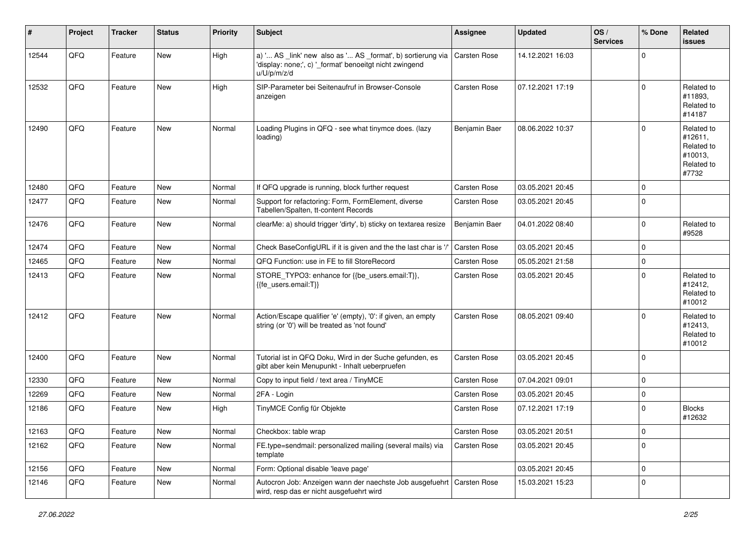| # | Project | Tracker | Status | Priority | Subject | Assignee | Updated | OS / Services | % Done | Related issues |
|---|---|---|---|---|---|---|---|---|---|---|
| 12544 | QFQ | Feature | New | High | a) '... AS _link' new also as '... AS _format', b) sortierung via 'display: none;', c) '_format' benoeitgt nicht zwingend u/U/p/m/z/d | Carsten Rose | 14.12.2021 16:03 | | 0 | |
| 12532 | QFQ | Feature | New | High | SIP-Parameter bei Seitenaufruf in Browser-Console anzeigen | Carsten Rose | 07.12.2021 17:19 | | 0 | Related to #11893, Related to #14187 |
| 12490 | QFQ | Feature | New | Normal | Loading Plugins in QFQ - see what tinymce does. (lazy loading) | Benjamin Baer | 08.06.2022 10:37 | | 0 | Related to #12611, Related to #10013, Related to #7732 |
| 12480 | QFQ | Feature | New | Normal | If QFQ upgrade is running, block further request | Carsten Rose | 03.05.2021 20:45 | | 0 | |
| 12477 | QFQ | Feature | New | Normal | Support for refactoring: Form, FormElement, diverse Tabellen/Spalten, tt-content Records | Carsten Rose | 03.05.2021 20:45 | | 0 | |
| 12476 | QFQ | Feature | New | Normal | clearMe: a) should trigger 'dirty', b) sticky on textarea resize | Benjamin Baer | 04.01.2022 08:40 | | 0 | Related to #9528 |
| 12474 | QFQ | Feature | New | Normal | Check BaseConfigURL if it is given and the the last char is '/' | Carsten Rose | 03.05.2021 20:45 | | 0 | |
| 12465 | QFQ | Feature | New | Normal | QFQ Function: use in FE to fill StoreRecord | Carsten Rose | 05.05.2021 21:58 | | 0 | |
| 12413 | QFQ | Feature | New | Normal | STORE_TYPO3: enhance for {{be_users.email:T}}, {{fe_users.email:T}} | Carsten Rose | 03.05.2021 20:45 | | 0 | Related to #12412, Related to #10012 |
| 12412 | QFQ | Feature | New | Normal | Action/Escape qualifier 'e' (empty), '0': if given, an empty string (or '0') will be treated as 'not found' | Carsten Rose | 08.05.2021 09:40 | | 0 | Related to #12413, Related to #10012 |
| 12400 | QFQ | Feature | New | Normal | Tutorial ist in QFQ Doku, Wird in der Suche gefunden, es gibt aber kein Menupunkt - Inhalt ueberpruefen | Carsten Rose | 03.05.2021 20:45 | | 0 | |
| 12330 | QFQ | Feature | New | Normal | Copy to input field / text area / TinyMCE | Carsten Rose | 07.04.2021 09:01 | | 0 | |
| 12269 | QFQ | Feature | New | Normal | 2FA - Login | Carsten Rose | 03.05.2021 20:45 | | 0 | |
| 12186 | QFQ | Feature | New | High | TinyMCE Config für Objekte | Carsten Rose | 07.12.2021 17:19 | | 0 | Blocks #12632 |
| 12163 | QFQ | Feature | New | Normal | Checkbox: table wrap | Carsten Rose | 03.05.2021 20:51 | | 0 | |
| 12162 | QFQ | Feature | New | Normal | FE.type=sendmail: personalized mailing (several mails) via template | Carsten Rose | 03.05.2021 20:45 | | 0 | |
| 12156 | QFQ | Feature | New | Normal | Form: Optional disable 'leave page' | | 03.05.2021 20:45 | | 0 | |
| 12146 | QFQ | Feature | New | Normal | Autocron Job: Anzeigen wann der naechste Job ausgefuehrt wird, resp das er nicht ausgefuehrt wird | Carsten Rose | 15.03.2021 15:23 | | 0 | |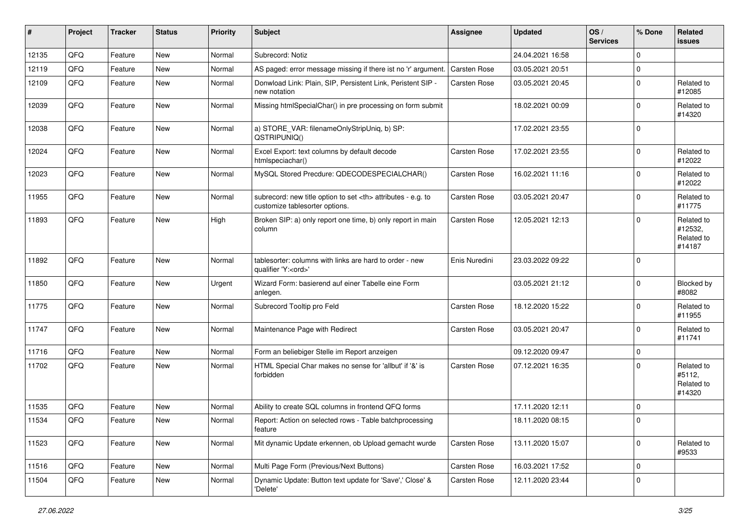| # | Project | Tracker | Status | Priority | Subject | Assignee | Updated | OS / Services | % Done | Related issues |
|---|---|---|---|---|---|---|---|---|---|---|
| 12135 | QFQ | Feature | New | Normal | Subrecord: Notiz | | 24.04.2021 16:58 | | 0 | |
| 12119 | QFQ | Feature | New | Normal | AS paged: error message missing if there ist no 'r' argument. | Carsten Rose | 03.05.2021 20:51 | | 0 | |
| 12109 | QFQ | Feature | New | Normal | Donwload Link: Plain, SIP, Persistent Link, Peristent SIP - new notation | Carsten Rose | 03.05.2021 20:45 | | 0 | Related to #12085 |
| 12039 | QFQ | Feature | New | Normal | Missing htmlSpecialChar() in pre processing on form submit | | 18.02.2021 00:09 | | 0 | Related to #14320 |
| 12038 | QFQ | Feature | New | Normal | a) STORE_VAR: filenameOnlyStripUniq, b) SP: QSTRIPUNIQ() | | 17.02.2021 23:55 | | 0 | |
| 12024 | QFQ | Feature | New | Normal | Excel Export: text columns by default decode htmlspeciachar() | Carsten Rose | 17.02.2021 23:55 | | 0 | Related to #12022 |
| 12023 | QFQ | Feature | New | Normal | MySQL Stored Precdure: QDECODESPECIALCHAR() | Carsten Rose | 16.02.2021 11:16 | | 0 | Related to #12022 |
| 11955 | QFQ | Feature | New | Normal | subrecord: new title option to set <th> attributes - e.g. to customize tablesorter options. | Carsten Rose | 03.05.2021 20:47 | | 0 | Related to #11775 |
| 11893 | QFQ | Feature | New | High | Broken SIP: a) only report one time, b) only report in main column | Carsten Rose | 12.05.2021 12:13 | | 0 | Related to #12532, Related to #14187 |
| 11892 | QFQ | Feature | New | Normal | tablesorter: columns with links are hard to order - new qualifier 'Y:<ord>' | Enis Nuredini | 23.03.2022 09:22 | | 0 | |
| 11850 | QFQ | Feature | New | Urgent | Wizard Form: basierend auf einer Tabelle eine Form anlegen. | | 03.05.2021 21:12 | | 0 | Blocked by #8082 |
| 11775 | QFQ | Feature | New | Normal | Subrecord Tooltip pro Feld | Carsten Rose | 18.12.2020 15:22 | | 0 | Related to #11955 |
| 11747 | QFQ | Feature | New | Normal | Maintenance Page with Redirect | Carsten Rose | 03.05.2021 20:47 | | 0 | Related to #11741 |
| 11716 | QFQ | Feature | New | Normal | Form an beliebiger Stelle im Report anzeigen | | 09.12.2020 09:47 | | 0 | |
| 11702 | QFQ | Feature | New | Normal | HTML Special Char makes no sense for 'allbut' if '&' is forbidden | Carsten Rose | 07.12.2021 16:35 | | 0 | Related to #5112, Related to #14320 |
| 11535 | QFQ | Feature | New | Normal | Ability to create SQL columns in frontend QFQ forms | | 17.11.2020 12:11 | | 0 | |
| 11534 | QFQ | Feature | New | Normal | Report: Action on selected rows - Table batchprocessing feature | | 18.11.2020 08:15 | | 0 | |
| 11523 | QFQ | Feature | New | Normal | Mit dynamic Update erkennen, ob Upload gemacht wurde | Carsten Rose | 13.11.2020 15:07 | | 0 | Related to #9533 |
| 11516 | QFQ | Feature | New | Normal | Multi Page Form (Previous/Next Buttons) | Carsten Rose | 16.03.2021 17:52 | | 0 | |
| 11504 | QFQ | Feature | New | Normal | Dynamic Update: Button text update for 'Save',' Close' & 'Delete' | Carsten Rose | 12.11.2020 23:44 | | 0 | |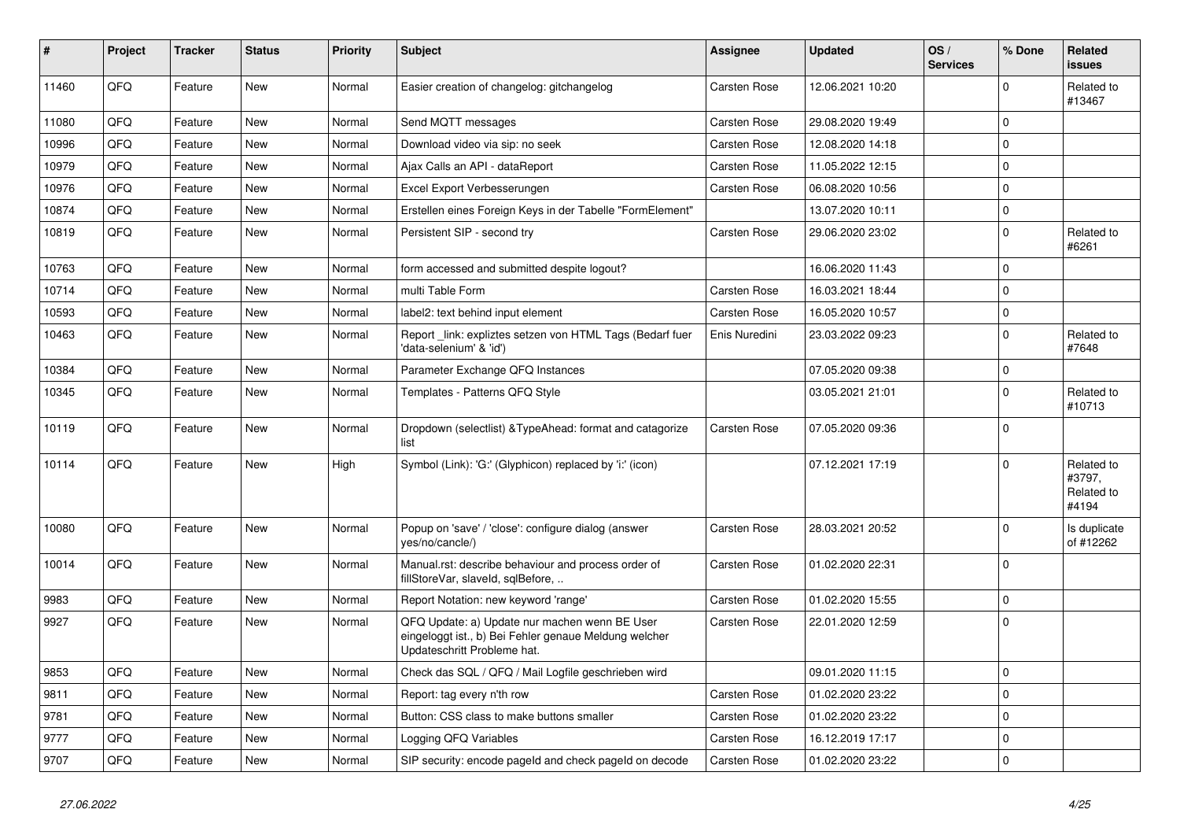| # | Project | Tracker | Status | Priority | Subject | Assignee | Updated | OS / Services | % Done | Related issues |
|---|---|---|---|---|---|---|---|---|---|---|
| 11460 | QFQ | Feature | New | Normal | Easier creation of changelog: gitchangelog | Carsten Rose | 12.06.2021 10:20 | | 0 | Related to #13467 |
| 11080 | QFQ | Feature | New | Normal | Send MQTT messages | Carsten Rose | 29.08.2020 19:49 | | 0 | |
| 10996 | QFQ | Feature | New | Normal | Download video via sip: no seek | Carsten Rose | 12.08.2020 14:18 | | 0 | |
| 10979 | QFQ | Feature | New | Normal | Ajax Calls an API - dataReport | Carsten Rose | 11.05.2022 12:15 | | 0 | |
| 10976 | QFQ | Feature | New | Normal | Excel Export Verbesserungen | Carsten Rose | 06.08.2020 10:56 | | 0 | |
| 10874 | QFQ | Feature | New | Normal | Erstellen eines Foreign Keys in der Tabelle "FormElement" | | 13.07.2020 10:11 | | 0 | |
| 10819 | QFQ | Feature | New | Normal | Persistent SIP - second try | Carsten Rose | 29.06.2020 23:02 | | 0 | Related to #6261 |
| 10763 | QFQ | Feature | New | Normal | form accessed and submitted despite logout? | | 16.06.2020 11:43 | | 0 | |
| 10714 | QFQ | Feature | New | Normal | multi Table Form | Carsten Rose | 16.03.2021 18:44 | | 0 | |
| 10593 | QFQ | Feature | New | Normal | label2: text behind input element | Carsten Rose | 16.05.2020 10:57 | | 0 | |
| 10463 | QFQ | Feature | New | Normal | Report _link: expliztes setzen von HTML Tags (Bedarf fuer 'data-selenium' & 'id') | Enis Nuredini | 23.03.2022 09:23 | | 0 | Related to #7648 |
| 10384 | QFQ | Feature | New | Normal | Parameter Exchange QFQ Instances | | 07.05.2020 09:38 | | 0 | |
| 10345 | QFQ | Feature | New | Normal | Templates - Patterns QFQ Style | | 03.05.2021 21:01 | | 0 | Related to #10713 |
| 10119 | QFQ | Feature | New | Normal | Dropdown (selectlist) &TypeAhead: format and catagorize list | Carsten Rose | 07.05.2020 09:36 | | 0 | |
| 10114 | QFQ | Feature | New | High | Symbol (Link): 'G:' (Glyphicon) replaced by 'i:' (icon) | | 07.12.2021 17:19 | | 0 | Related to #3797, Related to #4194 |
| 10080 | QFQ | Feature | New | Normal | Popup on 'save' / 'close': configure dialog (answer yes/no/cancle/) | Carsten Rose | 28.03.2021 20:52 | | 0 | Is duplicate of #12262 |
| 10014 | QFQ | Feature | New | Normal | Manual.rst: describe behaviour and process order of fillStoreVar, slaveId, sqlBefore, .. | Carsten Rose | 01.02.2020 22:31 | | 0 | |
| 9983 | QFQ | Feature | New | Normal | Report Notation: new keyword 'range' | Carsten Rose | 01.02.2020 15:55 | | 0 | |
| 9927 | QFQ | Feature | New | Normal | QFQ Update: a) Update nur machen wenn BE User eingeloggt ist., b) Bei Fehler genaue Meldung welcher Updateschritt Probleme hat. | Carsten Rose | 22.01.2020 12:59 | | 0 | |
| 9853 | QFQ | Feature | New | Normal | Check das SQL / QFQ / Mail Logfile geschrieben wird | | 09.01.2020 11:15 | | 0 | |
| 9811 | QFQ | Feature | New | Normal | Report: tag every n'th row | Carsten Rose | 01.02.2020 23:22 | | 0 | |
| 9781 | QFQ | Feature | New | Normal | Button: CSS class to make buttons smaller | Carsten Rose | 01.02.2020 23:22 | | 0 | |
| 9777 | QFQ | Feature | New | Normal | Logging QFQ Variables | Carsten Rose | 16.12.2019 17:17 | | 0 | |
| 9707 | QFQ | Feature | New | Normal | SIP security: encode pageId and check pageId on decode | Carsten Rose | 01.02.2020 23:22 | | 0 | |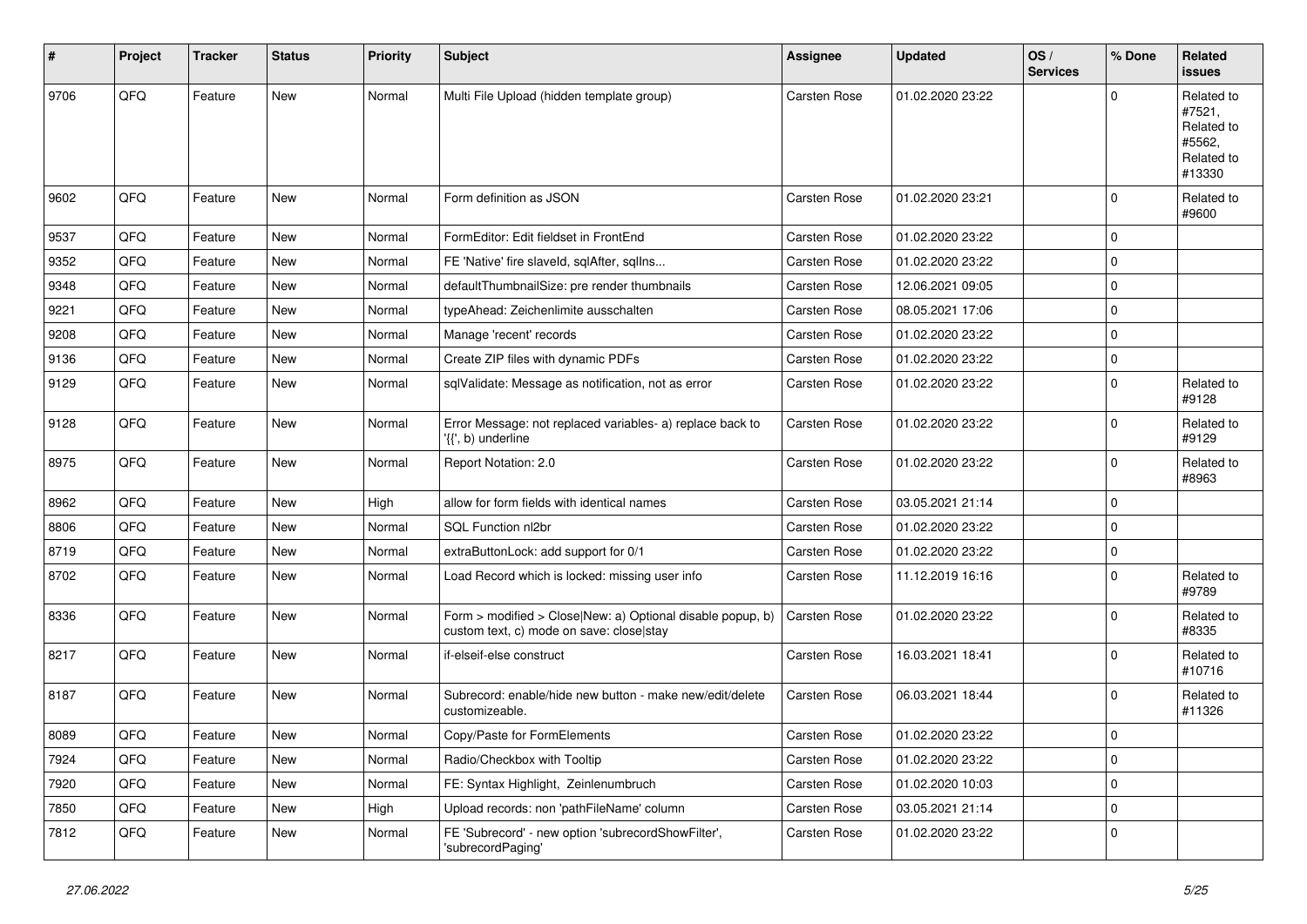| # | Project | Tracker | Status | Priority | Subject | Assignee | Updated | OS / Services | % Done | Related issues |
|---|---|---|---|---|---|---|---|---|---|---|
| 9706 | QFQ | Feature | New | Normal | Multi File Upload (hidden template group) | Carsten Rose | 01.02.2020 23:22 | | 0 | Related to #7521, Related to #5562, Related to #13330 |
| 9602 | QFQ | Feature | New | Normal | Form definition as JSON | Carsten Rose | 01.02.2020 23:21 | | 0 | Related to #9600 |
| 9537 | QFQ | Feature | New | Normal | FormEditor: Edit fieldset in FrontEnd | Carsten Rose | 01.02.2020 23:22 | | 0 | |
| 9352 | QFQ | Feature | New | Normal | FE 'Native' fire slaveId, sqlAfter, sqlIns... | Carsten Rose | 01.02.2020 23:22 | | 0 | |
| 9348 | QFQ | Feature | New | Normal | defaultThumbnailSize: pre render thumbnails | Carsten Rose | 12.06.2021 09:05 | | 0 | |
| 9221 | QFQ | Feature | New | Normal | typeAhead: Zeichenlimite ausschalten | Carsten Rose | 08.05.2021 17:06 | | 0 | |
| 9208 | QFQ | Feature | New | Normal | Manage 'recent' records | Carsten Rose | 01.02.2020 23:22 | | 0 | |
| 9136 | QFQ | Feature | New | Normal | Create ZIP files with dynamic PDFs | Carsten Rose | 01.02.2020 23:22 | | 0 | |
| 9129 | QFQ | Feature | New | Normal | sqlValidate: Message as notification, not as error | Carsten Rose | 01.02.2020 23:22 | | 0 | Related to #9128 |
| 9128 | QFQ | Feature | New | Normal | Error Message: not replaced variables- a) replace back to '{{', b) underline | Carsten Rose | 01.02.2020 23:22 | | 0 | Related to #9129 |
| 8975 | QFQ | Feature | New | Normal | Report Notation: 2.0 | Carsten Rose | 01.02.2020 23:22 | | 0 | Related to #8963 |
| 8962 | QFQ | Feature | New | High | allow for form fields with identical names | Carsten Rose | 03.05.2021 21:14 | | 0 | |
| 8806 | QFQ | Feature | New | Normal | SQL Function nl2br | Carsten Rose | 01.02.2020 23:22 | | 0 | |
| 8719 | QFQ | Feature | New | Normal | extraButtonLock: add support for 0/1 | Carsten Rose | 01.02.2020 23:22 | | 0 | |
| 8702 | QFQ | Feature | New | Normal | Load Record which is locked: missing user info | Carsten Rose | 11.12.2019 16:16 | | 0 | Related to #9789 |
| 8336 | QFQ | Feature | New | Normal | Form > modified > Close\|New: a) Optional disable popup, b) custom text, c) mode on save: close\|stay | Carsten Rose | 01.02.2020 23:22 | | 0 | Related to #8335 |
| 8217 | QFQ | Feature | New | Normal | if-elseif-else construct | Carsten Rose | 16.03.2021 18:41 | | 0 | Related to #10716 |
| 8187 | QFQ | Feature | New | Normal | Subrecord: enable/hide new button - make new/edit/delete customizeable. | Carsten Rose | 06.03.2021 18:44 | | 0 | Related to #11326 |
| 8089 | QFQ | Feature | New | Normal | Copy/Paste for FormElements | Carsten Rose | 01.02.2020 23:22 | | 0 | |
| 7924 | QFQ | Feature | New | Normal | Radio/Checkbox with Tooltip | Carsten Rose | 01.02.2020 23:22 | | 0 | |
| 7920 | QFQ | Feature | New | Normal | FE: Syntax Highlight, Zeinlenumbruch | Carsten Rose | 01.02.2020 10:03 | | 0 | |
| 7850 | QFQ | Feature | New | High | Upload records: non 'pathFileName' column | Carsten Rose | 03.05.2021 21:14 | | 0 | |
| 7812 | QFQ | Feature | New | Normal | FE 'Subrecord' - new option 'subrecordShowFilter', 'subrecordPaging' | Carsten Rose | 01.02.2020 23:22 | | 0 | |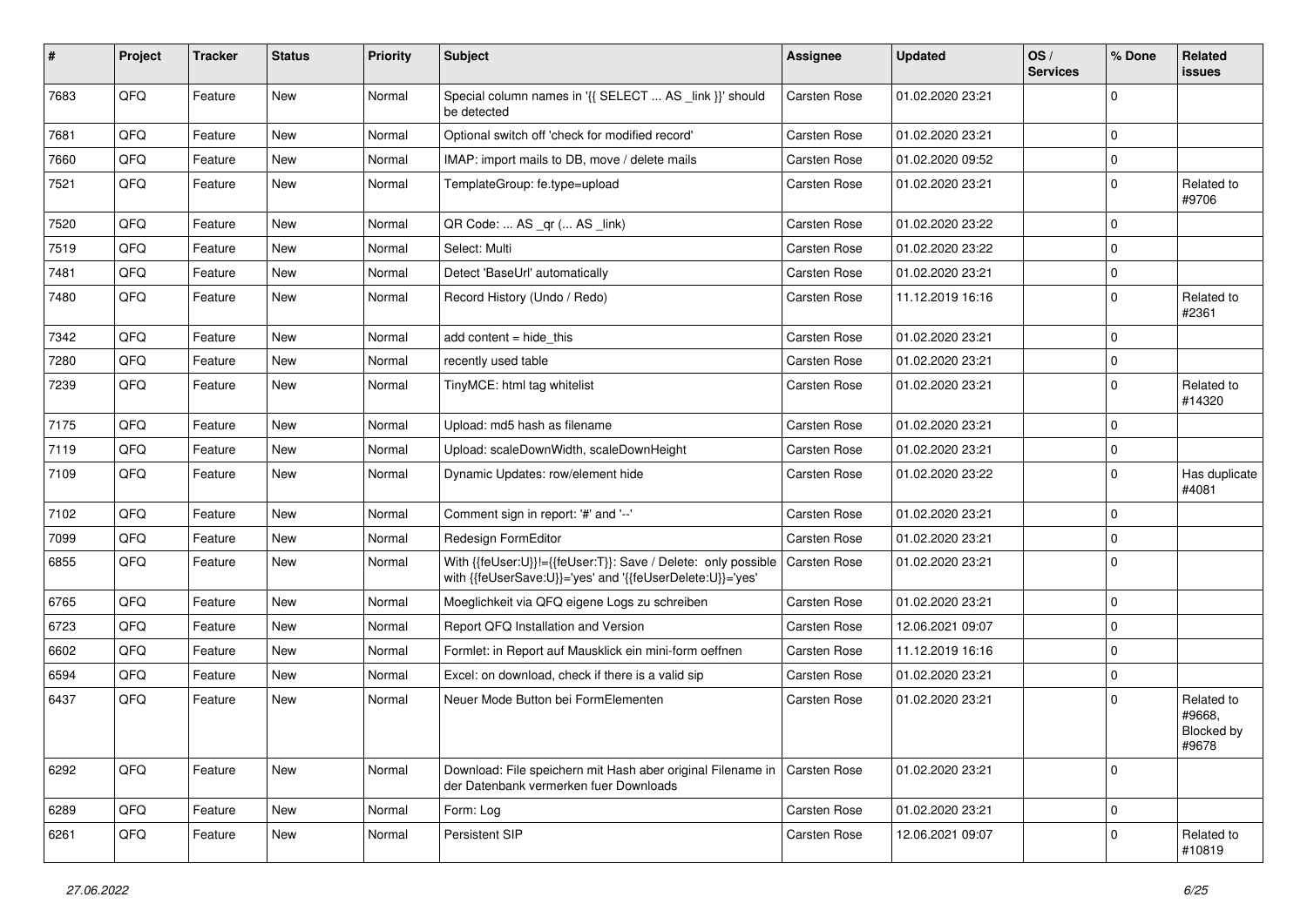| # | Project | Tracker | Status | Priority | Subject | Assignee | Updated | OS / Services | % Done | Related issues |
|---|---|---|---|---|---|---|---|---|---|---|
| 7683 | QFQ | Feature | New | Normal | Special column names in '{{ SELECT ... AS _link }}' should be detected | Carsten Rose | 01.02.2020 23:21 | | 0 | |
| 7681 | QFQ | Feature | New | Normal | Optional switch off 'check for modified record' | Carsten Rose | 01.02.2020 23:21 | | 0 | |
| 7660 | QFQ | Feature | New | Normal | IMAP: import mails to DB, move / delete mails | Carsten Rose | 01.02.2020 09:52 | | 0 | |
| 7521 | QFQ | Feature | New | Normal | TemplateGroup: fe.type=upload | Carsten Rose | 01.02.2020 23:21 | | 0 | Related to #9706 |
| 7520 | QFQ | Feature | New | Normal | QR Code: ... AS _qr (... AS _link) | Carsten Rose | 01.02.2020 23:22 | | 0 | |
| 7519 | QFQ | Feature | New | Normal | Select: Multi | Carsten Rose | 01.02.2020 23:22 | | 0 | |
| 7481 | QFQ | Feature | New | Normal | Detect 'BaseUrl' automatically | Carsten Rose | 01.02.2020 23:21 | | 0 | |
| 7480 | QFQ | Feature | New | Normal | Record History (Undo / Redo) | Carsten Rose | 11.12.2019 16:16 | | 0 | Related to #2361 |
| 7342 | QFQ | Feature | New | Normal | add content = hide_this | Carsten Rose | 01.02.2020 23:21 | | 0 | |
| 7280 | QFQ | Feature | New | Normal | recently used table | Carsten Rose | 01.02.2020 23:21 | | 0 | |
| 7239 | QFQ | Feature | New | Normal | TinyMCE: html tag whitelist | Carsten Rose | 01.02.2020 23:21 | | 0 | Related to #14320 |
| 7175 | QFQ | Feature | New | Normal | Upload: md5 hash as filename | Carsten Rose | 01.02.2020 23:21 | | 0 | |
| 7119 | QFQ | Feature | New | Normal | Upload: scaleDownWidth, scaleDownHeight | Carsten Rose | 01.02.2020 23:21 | | 0 | |
| 7109 | QFQ | Feature | New | Normal | Dynamic Updates: row/element hide | Carsten Rose | 01.02.2020 23:22 | | 0 | Has duplicate #4081 |
| 7102 | QFQ | Feature | New | Normal | Comment sign in report: '#' and '--' | Carsten Rose | 01.02.2020 23:21 | | 0 | |
| 7099 | QFQ | Feature | New | Normal | Redesign FormEditor | Carsten Rose | 01.02.2020 23:21 | | 0 | |
| 6855 | QFQ | Feature | New | Normal | With {{feUser:U}}!={{feUser:T}}: Save / Delete: only possible with {{feUserSave:U}}='yes' and '{{feUserDelete:U}}='yes' | Carsten Rose | 01.02.2020 23:21 | | 0 | |
| 6765 | QFQ | Feature | New | Normal | Moeglichkeit via QFQ eigene Logs zu schreiben | Carsten Rose | 01.02.2020 23:21 | | 0 | |
| 6723 | QFQ | Feature | New | Normal | Report QFQ Installation and Version | Carsten Rose | 12.06.2021 09:07 | | 0 | |
| 6602 | QFQ | Feature | New | Normal | Formlet: in Report auf Mausklick ein mini-form oeffnen | Carsten Rose | 11.12.2019 16:16 | | 0 | |
| 6594 | QFQ | Feature | New | Normal | Excel: on download, check if there is a valid sip | Carsten Rose | 01.02.2020 23:21 | | 0 | |
| 6437 | QFQ | Feature | New | Normal | Neuer Mode Button bei FormElementen | Carsten Rose | 01.02.2020 23:21 | | 0 | Related to #9668, Blocked by #9678 |
| 6292 | QFQ | Feature | New | Normal | Download: File speichern mit Hash aber original Filename in der Datenbank vermerken fuer Downloads | Carsten Rose | 01.02.2020 23:21 | | 0 | |
| 6289 | QFQ | Feature | New | Normal | Form: Log | Carsten Rose | 01.02.2020 23:21 | | 0 | |
| 6261 | QFQ | Feature | New | Normal | Persistent SIP | Carsten Rose | 12.06.2021 09:07 | | 0 | Related to #10819 |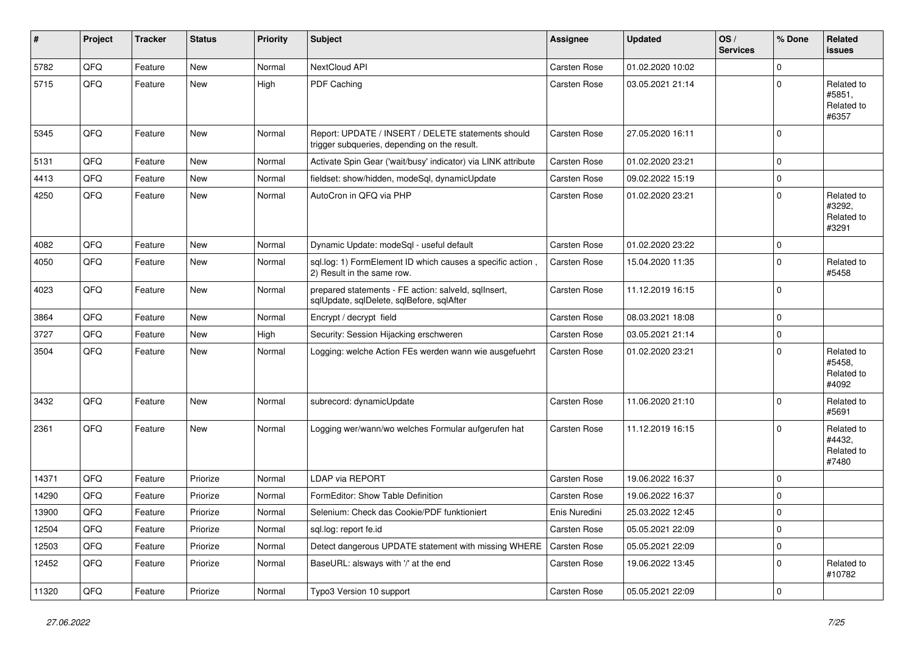| # | Project | Tracker | Status | Priority | Subject | Assignee | Updated | OS / Services | % Done | Related issues |
|---|---|---|---|---|---|---|---|---|---|---|
| 5782 | QFQ | Feature | New | Normal | NextCloud API | Carsten Rose | 01.02.2020 10:02 | | 0 | |
| 5715 | QFQ | Feature | New | High | PDF Caching | Carsten Rose | 03.05.2021 21:14 | | 0 | Related to #5851, Related to #6357 |
| 5345 | QFQ | Feature | New | Normal | Report: UPDATE / INSERT / DELETE statements should trigger subqueries, depending on the result. | Carsten Rose | 27.05.2020 16:11 | | 0 | |
| 5131 | QFQ | Feature | New | Normal | Activate Spin Gear ('wait/busy' indicator) via LINK attribute | Carsten Rose | 01.02.2020 23:21 | | 0 | |
| 4413 | QFQ | Feature | New | Normal | fieldset: show/hidden, modeSql, dynamicUpdate | Carsten Rose | 09.02.2022 15:19 | | 0 | |
| 4250 | QFQ | Feature | New | Normal | AutoCron in QFQ via PHP | Carsten Rose | 01.02.2020 23:21 | | 0 | Related to #3292, Related to #3291 |
| 4082 | QFQ | Feature | New | Normal | Dynamic Update: modeSql - useful default | Carsten Rose | 01.02.2020 23:22 | | 0 | |
| 4050 | QFQ | Feature | New | Normal | sql.log: 1) FormElement ID which causes a specific action , 2) Result in the same row. | Carsten Rose | 15.04.2020 11:35 | | 0 | Related to #5458 |
| 4023 | QFQ | Feature | New | Normal | prepared statements - FE action: salveld, sqlInsert, sqlUpdate, sqlDelete, sqlBefore, sqlAfter | Carsten Rose | 11.12.2019 16:15 | | 0 | |
| 3864 | QFQ | Feature | New | Normal | Encrypt / decrypt field | Carsten Rose | 08.03.2021 18:08 | | 0 | |
| 3727 | QFQ | Feature | New | High | Security: Session Hijacking erschweren | Carsten Rose | 03.05.2021 21:14 | | 0 | |
| 3504 | QFQ | Feature | New | Normal | Logging: welche Action FEs werden wann wie ausgefuehrt | Carsten Rose | 01.02.2020 23:21 | | 0 | Related to #5458, Related to #4092 |
| 3432 | QFQ | Feature | New | Normal | subrecord: dynamicUpdate | Carsten Rose | 11.06.2020 21:10 | | 0 | Related to #5691 |
| 2361 | QFQ | Feature | New | Normal | Logging wer/wann/wo welches Formular aufgerufen hat | Carsten Rose | 11.12.2019 16:15 | | 0 | Related to #4432, Related to #7480 |
| 14371 | QFQ | Feature | Priorize | Normal | LDAP via REPORT | Carsten Rose | 19.06.2022 16:37 | | 0 | |
| 14290 | QFQ | Feature | Priorize | Normal | FormEditor: Show Table Definition | Carsten Rose | 19.06.2022 16:37 | | 0 | |
| 13900 | QFQ | Feature | Priorize | Normal | Selenium: Check das Cookie/PDF funktioniert | Enis Nuredini | 25.03.2022 12:45 | | 0 | |
| 12504 | QFQ | Feature | Priorize | Normal | sql.log: report fe.id | Carsten Rose | 05.05.2021 22:09 | | 0 | |
| 12503 | QFQ | Feature | Priorize | Normal | Detect dangerous UPDATE statement with missing WHERE | Carsten Rose | 05.05.2021 22:09 | | 0 | |
| 12452 | QFQ | Feature | Priorize | Normal | BaseURL: alsways with '/' at the end | Carsten Rose | 19.06.2022 13:45 | | 0 | Related to #10782 |
| 11320 | QFQ | Feature | Priorize | Normal | Typo3 Version 10 support | Carsten Rose | 05.05.2021 22:09 | | 0 | |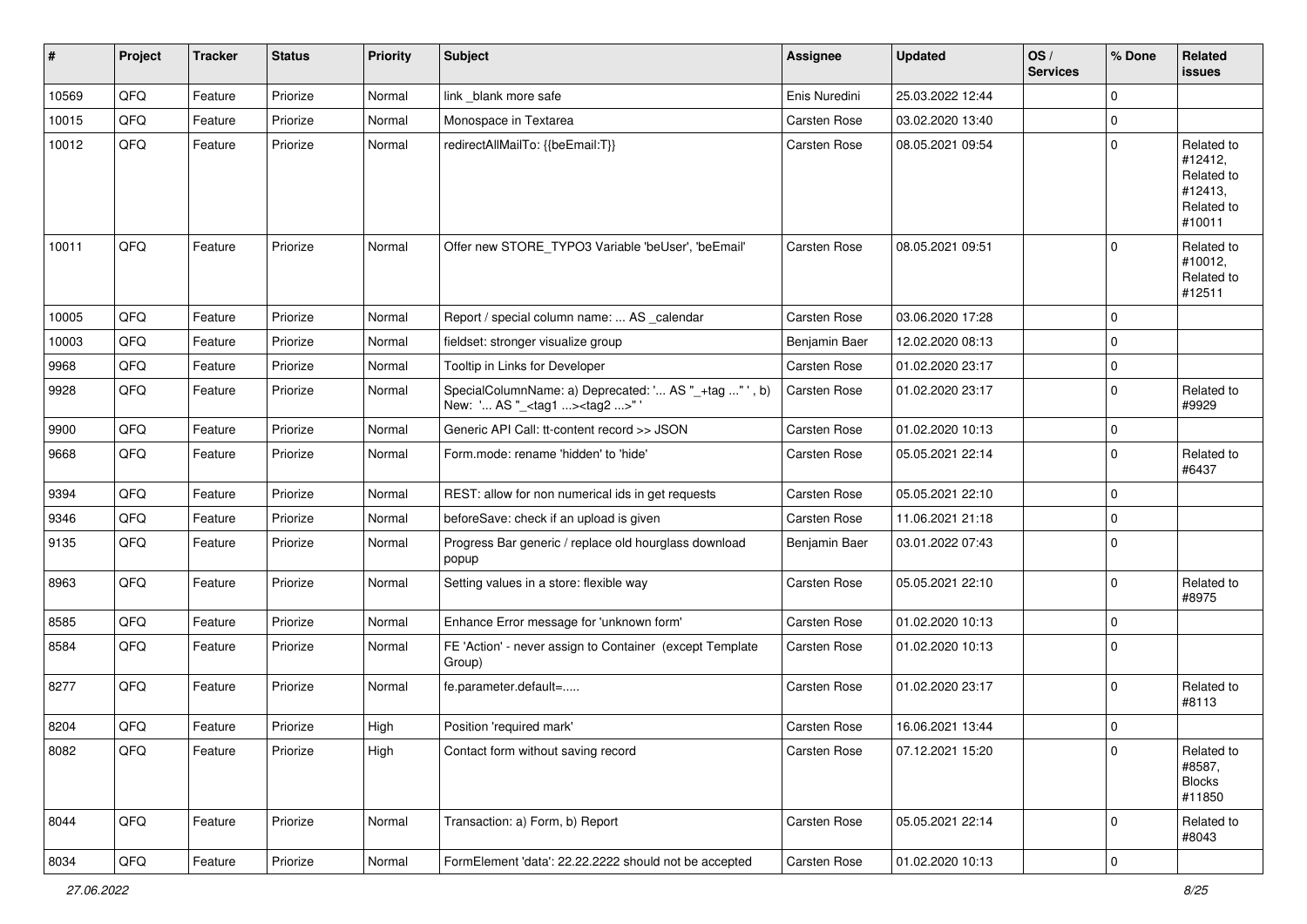| # | Project | Tracker | Status | Priority | Subject | Assignee | Updated | OS / Services | % Done | Related issues |
|---|---|---|---|---|---|---|---|---|---|---|
| 10569 | QFQ | Feature | Priorize | Normal | link _blank more safe | Enis Nuredini | 25.03.2022 12:44 | | 0 | |
| 10015 | QFQ | Feature | Priorize | Normal | Monospace in Textarea | Carsten Rose | 03.02.2020 13:40 | | 0 | |
| 10012 | QFQ | Feature | Priorize | Normal | redirectAllMailTo: {{beEmail:T}} | Carsten Rose | 08.05.2021 09:54 | | 0 | Related to #12412, Related to #12413, Related to #10011 |
| 10011 | QFQ | Feature | Priorize | Normal | Offer new STORE_TYPO3 Variable 'beUser', 'beEmail' | Carsten Rose | 08.05.2021 09:51 | | 0 | Related to #10012, Related to #12511 |
| 10005 | QFQ | Feature | Priorize | Normal | Report / special column name: ... AS _calendar | Carsten Rose | 03.06.2020 17:28 | | 0 | |
| 10003 | QFQ | Feature | Priorize | Normal | fieldset: stronger visualize group | Benjamin Baer | 12.02.2020 08:13 | | 0 | |
| 9968 | QFQ | Feature | Priorize | Normal | Tooltip in Links for Developer | Carsten Rose | 01.02.2020 23:17 | | 0 | |
| 9928 | QFQ | Feature | Priorize | Normal | SpecialColumnName: a) Deprecated: '... AS "_+tag ..." ', b) New: '... AS "_<tag1 ...><tag2 ...>" ' | Carsten Rose | 01.02.2020 23:17 | | 0 | Related to #9929 |
| 9900 | QFQ | Feature | Priorize | Normal | Generic API Call: tt-content record >> JSON | Carsten Rose | 01.02.2020 10:13 | | 0 | |
| 9668 | QFQ | Feature | Priorize | Normal | Form.mode: rename 'hidden' to 'hide' | Carsten Rose | 05.05.2021 22:14 | | 0 | Related to #6437 |
| 9394 | QFQ | Feature | Priorize | Normal | REST: allow for non numerical ids in get requests | Carsten Rose | 05.05.2021 22:10 | | 0 | |
| 9346 | QFQ | Feature | Priorize | Normal | beforeSave: check if an upload is given | Carsten Rose | 11.06.2021 21:18 | | 0 | |
| 9135 | QFQ | Feature | Priorize | Normal | Progress Bar generic / replace old hourglass download popup | Benjamin Baer | 03.01.2022 07:43 | | 0 | |
| 8963 | QFQ | Feature | Priorize | Normal | Setting values in a store: flexible way | Carsten Rose | 05.05.2021 22:10 | | 0 | Related to #8975 |
| 8585 | QFQ | Feature | Priorize | Normal | Enhance Error message for 'unknown form' | Carsten Rose | 01.02.2020 10:13 | | 0 | |
| 8584 | QFQ | Feature | Priorize | Normal | FE 'Action' - never assign to Container (except Template Group) | Carsten Rose | 01.02.2020 10:13 | | 0 | |
| 8277 | QFQ | Feature | Priorize | Normal | fe.parameter.default=..... | Carsten Rose | 01.02.2020 23:17 | | 0 | Related to #8113 |
| 8204 | QFQ | Feature | Priorize | High | Position 'required mark' | Carsten Rose | 16.06.2021 13:44 | | 0 | |
| 8082 | QFQ | Feature | Priorize | High | Contact form without saving record | Carsten Rose | 07.12.2021 15:20 | | 0 | Related to #8587, Blocks #11850 |
| 8044 | QFQ | Feature | Priorize | Normal | Transaction: a) Form, b) Report | Carsten Rose | 05.05.2021 22:14 | | 0 | Related to #8043 |
| 8034 | QFQ | Feature | Priorize | Normal | FormElement 'data': 22.22.2222 should not be accepted | Carsten Rose | 01.02.2020 10:13 | | 0 | |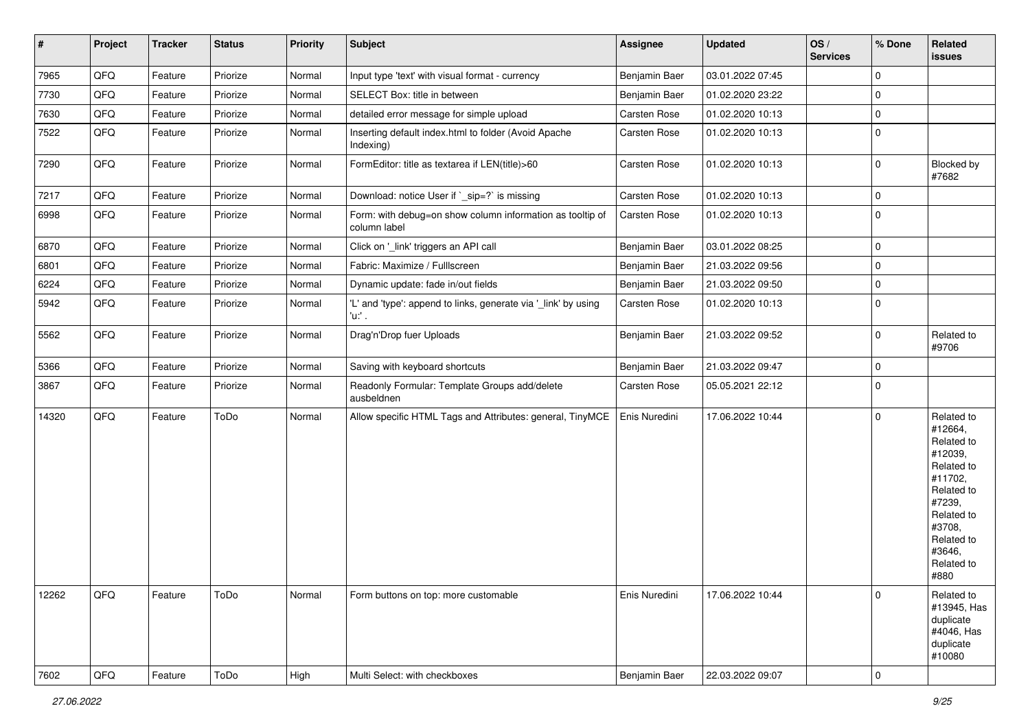| # | Project | Tracker | Status | Priority | Subject | Assignee | Updated | OS / Services | % Done | Related issues |
|---|---|---|---|---|---|---|---|---|---|---|
| 7965 | QFQ | Feature | Priorize | Normal | Input type 'text' with visual format - currency | Benjamin Baer | 03.01.2022 07:45 | | 0 | |
| 7730 | QFQ | Feature | Priorize | Normal | SELECT Box: title in between | Benjamin Baer | 01.02.2020 23:22 | | 0 | |
| 7630 | QFQ | Feature | Priorize | Normal | detailed error message for simple upload | Carsten Rose | 01.02.2020 10:13 | | 0 | |
| 7522 | QFQ | Feature | Priorize | Normal | Inserting default index.html to folder (Avoid Apache Indexing) | Carsten Rose | 01.02.2020 10:13 | | 0 | |
| 7290 | QFQ | Feature | Priorize | Normal | FormEditor: title as textarea if LEN(title)>60 | Carsten Rose | 01.02.2020 10:13 | | 0 | Blocked by #7682 |
| 7217 | QFQ | Feature | Priorize | Normal | Download: notice User if `_sip=?` is missing | Carsten Rose | 01.02.2020 10:13 | | 0 | |
| 6998 | QFQ | Feature | Priorize | Normal | Form: with debug=on show column information as tooltip of column label | Carsten Rose | 01.02.2020 10:13 | | 0 | |
| 6870 | QFQ | Feature | Priorize | Normal | Click on '_link' triggers an API call | Benjamin Baer | 03.01.2022 08:25 | | 0 | |
| 6801 | QFQ | Feature | Priorize | Normal | Fabric: Maximize / Fulllscreen | Benjamin Baer | 21.03.2022 09:56 | | 0 | |
| 6224 | QFQ | Feature | Priorize | Normal | Dynamic update: fade in/out fields | Benjamin Baer | 21.03.2022 09:50 | | 0 | |
| 5942 | QFQ | Feature | Priorize | Normal | 'L' and 'type': append to links, generate via '_link' by using 'u:' . | Carsten Rose | 01.02.2020 10:13 | | 0 | |
| 5562 | QFQ | Feature | Priorize | Normal | Drag'n'Drop fuer Uploads | Benjamin Baer | 21.03.2022 09:52 | | 0 | Related to #9706 |
| 5366 | QFQ | Feature | Priorize | Normal | Saving with keyboard shortcuts | Benjamin Baer | 21.03.2022 09:47 | | 0 | |
| 3867 | QFQ | Feature | Priorize | Normal | Readonly Formular: Template Groups add/delete ausbeldnen | Carsten Rose | 05.05.2021 22:12 | | 0 | |
| 14320 | QFQ | Feature | ToDo | Normal | Allow specific HTML Tags and Attributes: general, TinyMCE | Enis Nuredini | 17.06.2022 10:44 | | 0 | Related to #12664, Related to #12039, Related to #11702, Related to #7239, Related to #3708, Related to #3646, Related to #880 |
| 12262 | QFQ | Feature | ToDo | Normal | Form buttons on top: more customable | Enis Nuredini | 17.06.2022 10:44 | | 0 | Related to #13945, Has duplicate #4046, Has duplicate #10080 |
| 7602 | QFQ | Feature | ToDo | High | Multi Select: with checkboxes | Benjamin Baer | 22.03.2022 09:07 | | 0 | |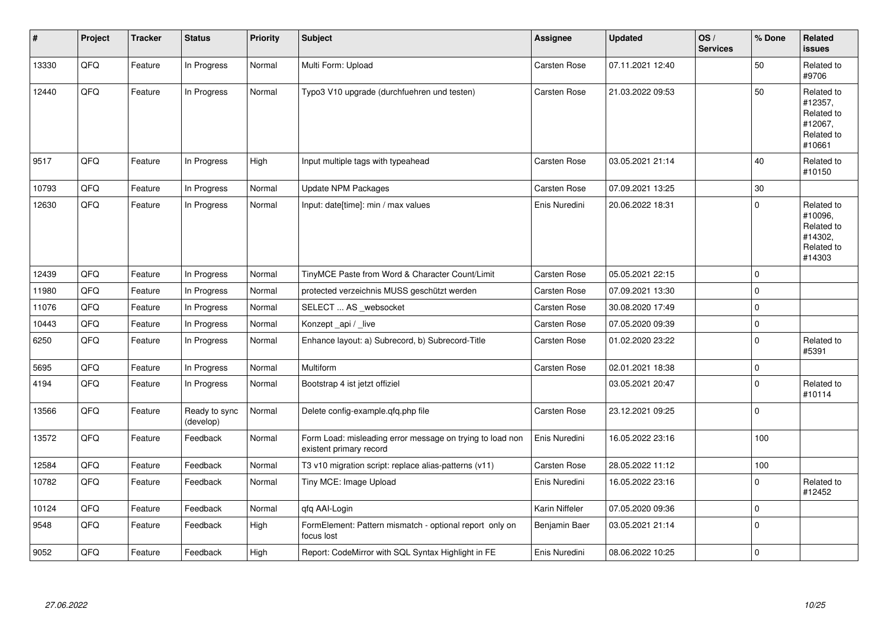| # | Project | Tracker | Status | Priority | Subject | Assignee | Updated | OS / Services | % Done | Related issues |
|---|---|---|---|---|---|---|---|---|---|---|
| 13330 | QFQ | Feature | In Progress | Normal | Multi Form: Upload | Carsten Rose | 07.11.2021 12:40 | | 50 | Related to #9706 |
| 12440 | QFQ | Feature | In Progress | Normal | Typo3 V10 upgrade (durchfuehren und testen) | Carsten Rose | 21.03.2022 09:53 | | 50 | Related to #12357, Related to #12067, Related to #10661 |
| 9517 | QFQ | Feature | In Progress | High | Input multiple tags with typeahead | Carsten Rose | 03.05.2021 21:14 | | 40 | Related to #10150 |
| 10793 | QFQ | Feature | In Progress | Normal | Update NPM Packages | Carsten Rose | 07.09.2021 13:25 | | 30 | |
| 12630 | QFQ | Feature | In Progress | Normal | Input: date[time]: min / max values | Enis Nuredini | 20.06.2022 18:31 | | 0 | Related to #10096, Related to #14302, Related to #14303 |
| 12439 | QFQ | Feature | In Progress | Normal | TinyMCE Paste from Word & Character Count/Limit | Carsten Rose | 05.05.2021 22:15 | | 0 | |
| 11980 | QFQ | Feature | In Progress | Normal | protected verzeichnis MUSS geschützt werden | Carsten Rose | 07.09.2021 13:30 | | 0 | |
| 11076 | QFQ | Feature | In Progress | Normal | SELECT ... AS _websocket | Carsten Rose | 30.08.2020 17:49 | | 0 | |
| 10443 | QFQ | Feature | In Progress | Normal | Konzept _api / _live | Carsten Rose | 07.05.2020 09:39 | | 0 | |
| 6250 | QFQ | Feature | In Progress | Normal | Enhance layout: a) Subrecord, b) Subrecord-Title | Carsten Rose | 01.02.2020 23:22 | | 0 | Related to #5391 |
| 5695 | QFQ | Feature | In Progress | Normal | Multiform | Carsten Rose | 02.01.2021 18:38 | | 0 | |
| 4194 | QFQ | Feature | In Progress | Normal | Bootstrap 4 ist jetzt offiziel | | 03.05.2021 20:47 | | 0 | Related to #10114 |
| 13566 | QFQ | Feature | Ready to sync (develop) | Normal | Delete config-example.qfq.php file | Carsten Rose | 23.12.2021 09:25 | | 0 | |
| 13572 | QFQ | Feature | Feedback | Normal | Form Load: misleading error message on trying to load non existent primary record | Enis Nuredini | 16.05.2022 23:16 | | 100 | |
| 12584 | QFQ | Feature | Feedback | Normal | T3 v10 migration script: replace alias-patterns (v11) | Carsten Rose | 28.05.2022 11:12 | | 100 | |
| 10782 | QFQ | Feature | Feedback | Normal | Tiny MCE: Image Upload | Enis Nuredini | 16.05.2022 23:16 | | 0 | Related to #12452 |
| 10124 | QFQ | Feature | Feedback | Normal | qfq AAI-Login | Karin Niffeler | 07.05.2020 09:36 | | 0 | |
| 9548 | QFQ | Feature | Feedback | High | FormElement: Pattern mismatch - optional report only on focus lost | Benjamin Baer | 03.05.2021 21:14 | | 0 | |
| 9052 | QFQ | Feature | Feedback | High | Report: CodeMirror with SQL Syntax Highlight in FE | Enis Nuredini | 08.06.2022 10:25 | | 0 | |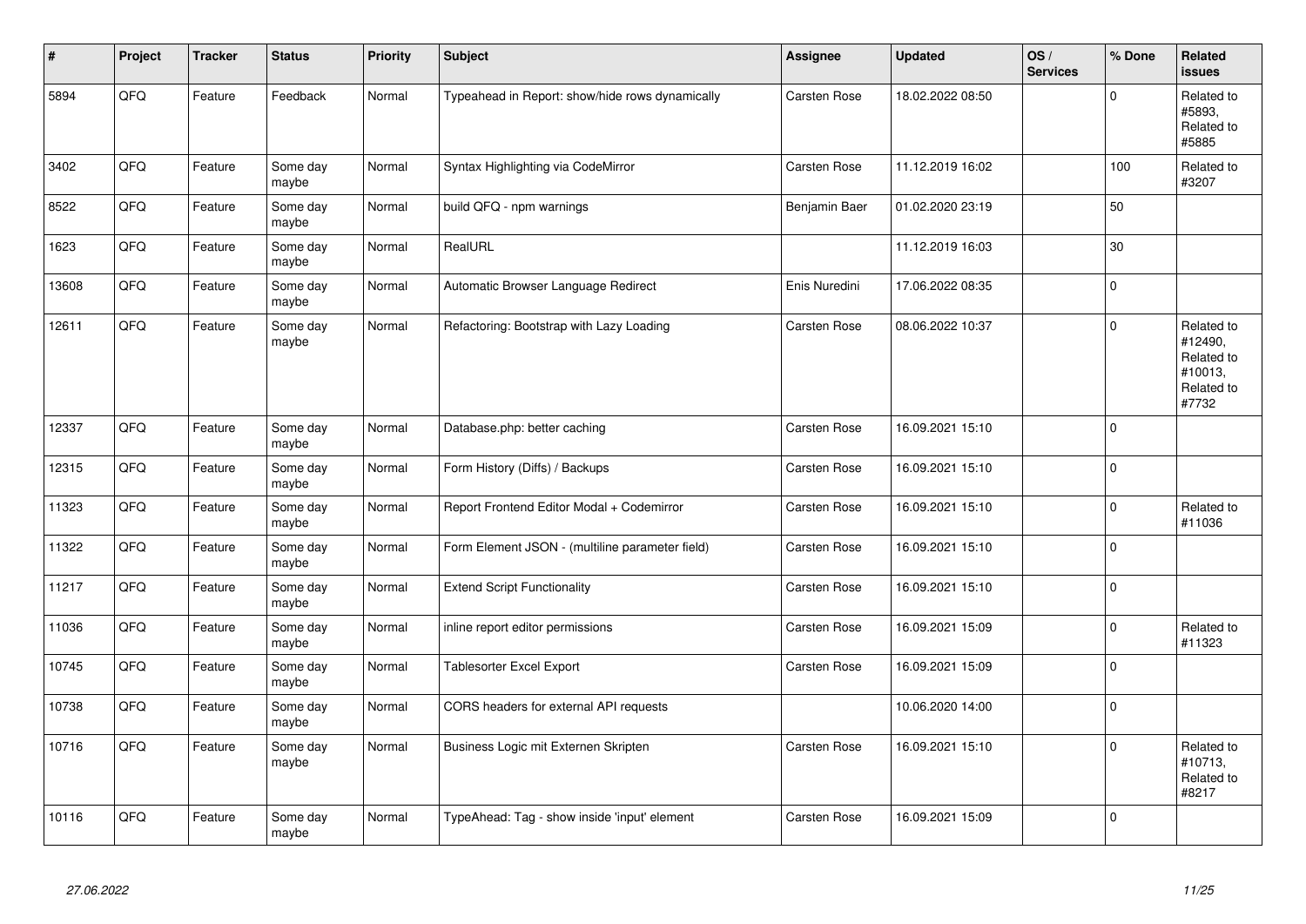| # | Project | Tracker | Status | Priority | Subject | Assignee | Updated | OS / Services | % Done | Related issues |
|---|---|---|---|---|---|---|---|---|---|---|
| 5894 | QFQ | Feature | Feedback | Normal | Typeahead in Report: show/hide rows dynamically | Carsten Rose | 18.02.2022 08:50 | | 0 | Related to #5893, Related to #5885 |
| 3402 | QFQ | Feature | Some day maybe | Normal | Syntax Highlighting via CodeMirror | Carsten Rose | 11.12.2019 16:02 | | 100 | Related to #3207 |
| 8522 | QFQ | Feature | Some day maybe | Normal | build QFQ - npm warnings | Benjamin Baer | 01.02.2020 23:19 | | 50 | |
| 1623 | QFQ | Feature | Some day maybe | Normal | RealURL | | 11.12.2019 16:03 | | 30 | |
| 13608 | QFQ | Feature | Some day maybe | Normal | Automatic Browser Language Redirect | Enis Nuredini | 17.06.2022 08:35 | | 0 | |
| 12611 | QFQ | Feature | Some day maybe | Normal | Refactoring: Bootstrap with Lazy Loading | Carsten Rose | 08.06.2022 10:37 | | 0 | Related to #12490, Related to #10013, Related to #7732 |
| 12337 | QFQ | Feature | Some day maybe | Normal | Database.php: better caching | Carsten Rose | 16.09.2021 15:10 | | 0 | |
| 12315 | QFQ | Feature | Some day maybe | Normal | Form History (Diffs) / Backups | Carsten Rose | 16.09.2021 15:10 | | 0 | |
| 11323 | QFQ | Feature | Some day maybe | Normal | Report Frontend Editor Modal + Codemirror | Carsten Rose | 16.09.2021 15:10 | | 0 | Related to #11036 |
| 11322 | QFQ | Feature | Some day maybe | Normal | Form Element JSON - (multiline parameter field) | Carsten Rose | 16.09.2021 15:10 | | 0 | |
| 11217 | QFQ | Feature | Some day maybe | Normal | Extend Script Functionality | Carsten Rose | 16.09.2021 15:10 | | 0 | |
| 11036 | QFQ | Feature | Some day maybe | Normal | inline report editor permissions | Carsten Rose | 16.09.2021 15:09 | | 0 | Related to #11323 |
| 10745 | QFQ | Feature | Some day maybe | Normal | Tablesorter Excel Export | Carsten Rose | 16.09.2021 15:09 | | 0 | |
| 10738 | QFQ | Feature | Some day maybe | Normal | CORS headers for external API requests | | 10.06.2020 14:00 | | 0 | |
| 10716 | QFQ | Feature | Some day maybe | Normal | Business Logic mit Externen Skripten | Carsten Rose | 16.09.2021 15:10 | | 0 | Related to #10713, Related to #8217 |
| 10116 | QFQ | Feature | Some day maybe | Normal | TypeAhead: Tag - show inside 'input' element | Carsten Rose | 16.09.2021 15:09 | | 0 | |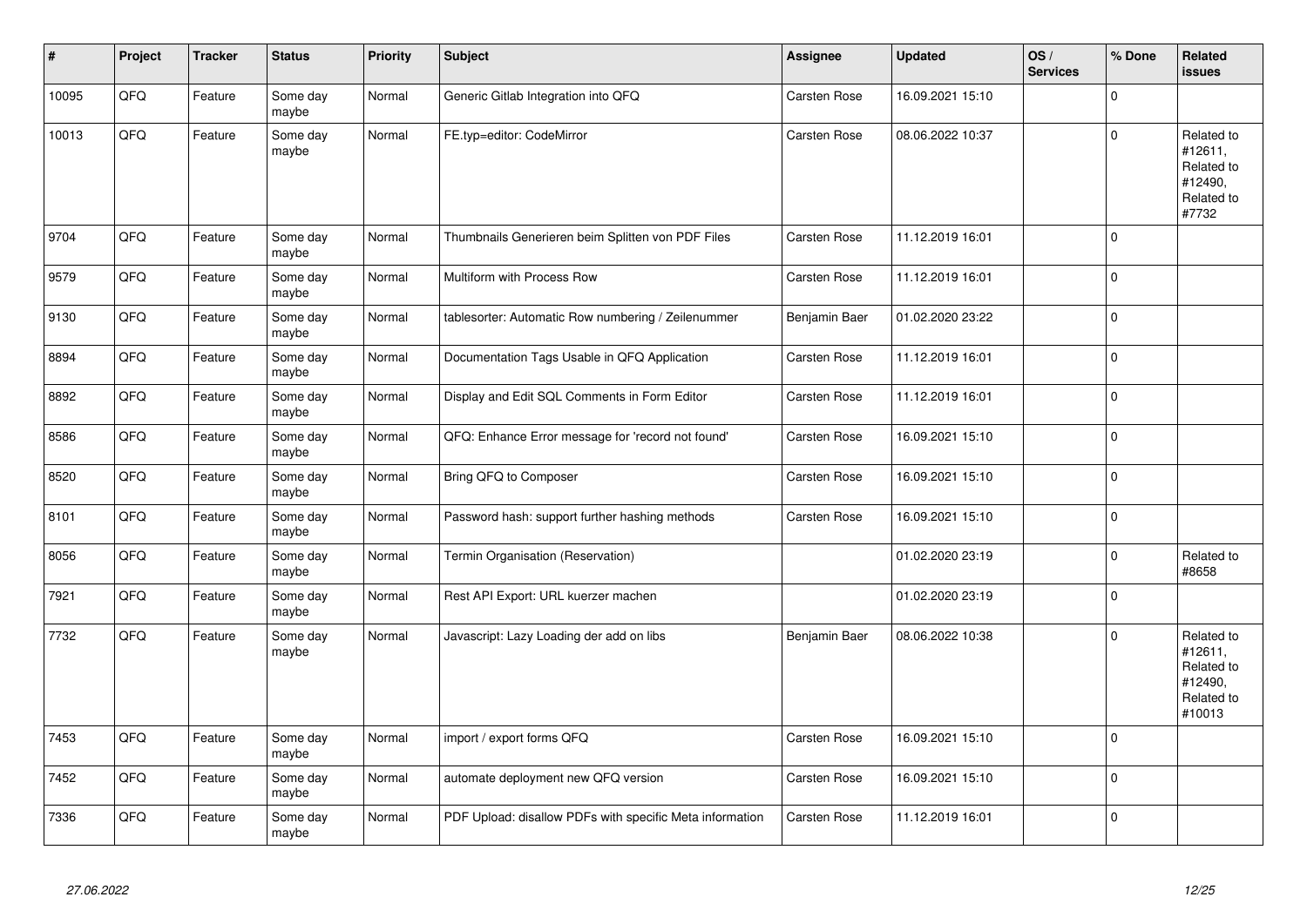| # | Project | Tracker | Status | Priority | Subject | Assignee | Updated | OS / Services | % Done | Related issues |
|---|---|---|---|---|---|---|---|---|---|---|
| 10095 | QFQ | Feature | Some day maybe | Normal | Generic Gitlab Integration into QFQ | Carsten Rose | 16.09.2021 15:10 | | 0 | |
| 10013 | QFQ | Feature | Some day maybe | Normal | FE.typ=editor: CodeMirror | Carsten Rose | 08.06.2022 10:37 | | 0 | Related to #12611, Related to #12490, Related to #7732 |
| 9704 | QFQ | Feature | Some day maybe | Normal | Thumbnails Generieren beim Splitten von PDF Files | Carsten Rose | 11.12.2019 16:01 | | 0 | |
| 9579 | QFQ | Feature | Some day maybe | Normal | Multiform with Process Row | Carsten Rose | 11.12.2019 16:01 | | 0 | |
| 9130 | QFQ | Feature | Some day maybe | Normal | tablesorter: Automatic Row numbering / Zeilenummer | Benjamin Baer | 01.02.2020 23:22 | | 0 | |
| 8894 | QFQ | Feature | Some day maybe | Normal | Documentation Tags Usable in QFQ Application | Carsten Rose | 11.12.2019 16:01 | | 0 | |
| 8892 | QFQ | Feature | Some day maybe | Normal | Display and Edit SQL Comments in Form Editor | Carsten Rose | 11.12.2019 16:01 | | 0 | |
| 8586 | QFQ | Feature | Some day maybe | Normal | QFQ: Enhance Error message for 'record not found' | Carsten Rose | 16.09.2021 15:10 | | 0 | |
| 8520 | QFQ | Feature | Some day maybe | Normal | Bring QFQ to Composer | Carsten Rose | 16.09.2021 15:10 | | 0 | |
| 8101 | QFQ | Feature | Some day maybe | Normal | Password hash: support further hashing methods | Carsten Rose | 16.09.2021 15:10 | | 0 | |
| 8056 | QFQ | Feature | Some day maybe | Normal | Termin Organisation (Reservation) | | 01.02.2020 23:19 | | 0 | Related to #8658 |
| 7921 | QFQ | Feature | Some day maybe | Normal | Rest API Export: URL kuerzer machen | | 01.02.2020 23:19 | | 0 | |
| 7732 | QFQ | Feature | Some day maybe | Normal | Javascript: Lazy Loading der add on libs | Benjamin Baer | 08.06.2022 10:38 | | 0 | Related to #12611, Related to #12490, Related to #10013 |
| 7453 | QFQ | Feature | Some day maybe | Normal | import / export forms QFQ | Carsten Rose | 16.09.2021 15:10 | | 0 | |
| 7452 | QFQ | Feature | Some day maybe | Normal | automate deployment new QFQ version | Carsten Rose | 16.09.2021 15:10 | | 0 | |
| 7336 | QFQ | Feature | Some day maybe | Normal | PDF Upload: disallow PDFs with specific Meta information | Carsten Rose | 11.12.2019 16:01 | | 0 | |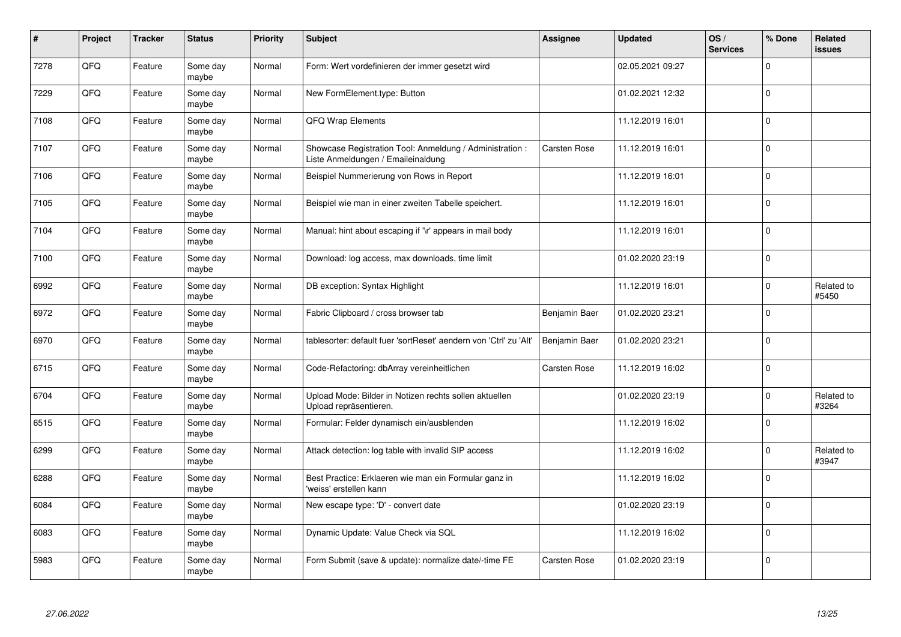| # | Project | Tracker | Status | Priority | Subject | Assignee | Updated | OS / Services | % Done | Related issues |
|---|---|---|---|---|---|---|---|---|---|---|
| 7278 | QFQ | Feature | Some day maybe | Normal | Form: Wert vordefinieren der immer gesetzt wird | | 02.05.2021 09:27 | | 0 | |
| 7229 | QFQ | Feature | Some day maybe | Normal | New FormElement.type: Button | | 01.02.2021 12:32 | | 0 | |
| 7108 | QFQ | Feature | Some day maybe | Normal | QFQ Wrap Elements | | 11.12.2019 16:01 | | 0 | |
| 7107 | QFQ | Feature | Some day maybe | Normal | Showcase Registration Tool: Anmeldung / Administration : Liste Anmeldungen / Emaileinaldung | Carsten Rose | 11.12.2019 16:01 | | 0 | |
| 7106 | QFQ | Feature | Some day maybe | Normal | Beispiel Nummerierung von Rows in Report | | 11.12.2019 16:01 | | 0 | |
| 7105 | QFQ | Feature | Some day maybe | Normal | Beispiel wie man in einer zweiten Tabelle speichert. | | 11.12.2019 16:01 | | 0 | |
| 7104 | QFQ | Feature | Some day maybe | Normal | Manual: hint about escaping if '\r' appears in mail body | | 11.12.2019 16:01 | | 0 | |
| 7100 | QFQ | Feature | Some day maybe | Normal | Download: log access, max downloads, time limit | | 01.02.2020 23:19 | | 0 | |
| 6992 | QFQ | Feature | Some day maybe | Normal | DB exception: Syntax Highlight | | 11.12.2019 16:01 | | 0 | Related to #5450 |
| 6972 | QFQ | Feature | Some day maybe | Normal | Fabric Clipboard / cross browser tab | Benjamin Baer | 01.02.2020 23:21 | | 0 | |
| 6970 | QFQ | Feature | Some day maybe | Normal | tablesorter: default fuer 'sortReset' aendern von 'Ctrl' zu 'Alt' | Benjamin Baer | 01.02.2020 23:21 | | 0 | |
| 6715 | QFQ | Feature | Some day maybe | Normal | Code-Refactoring: dbArray vereinheitlichen | Carsten Rose | 11.12.2019 16:02 | | 0 | |
| 6704 | QFQ | Feature | Some day maybe | Normal | Upload Mode: Bilder in Notizen rechts sollen aktuellen Upload repräsentieren. | | 01.02.2020 23:19 | | 0 | Related to #3264 |
| 6515 | QFQ | Feature | Some day maybe | Normal | Formular: Felder dynamisch ein/ausblenden | | 11.12.2019 16:02 | | 0 | |
| 6299 | QFQ | Feature | Some day maybe | Normal | Attack detection: log table with invalid SIP access | | 11.12.2019 16:02 | | 0 | Related to #3947 |
| 6288 | QFQ | Feature | Some day maybe | Normal | Best Practice: Erklaeren wie man ein Formular ganz in 'weiss' erstellen kann | | 11.12.2019 16:02 | | 0 | |
| 6084 | QFQ | Feature | Some day maybe | Normal | New escape type: 'D' - convert date | | 01.02.2020 23:19 | | 0 | |
| 6083 | QFQ | Feature | Some day maybe | Normal | Dynamic Update: Value Check via SQL | | 11.12.2019 16:02 | | 0 | |
| 5983 | QFQ | Feature | Some day maybe | Normal | Form Submit (save & update): normalize date/-time FE | Carsten Rose | 01.02.2020 23:19 | | 0 | |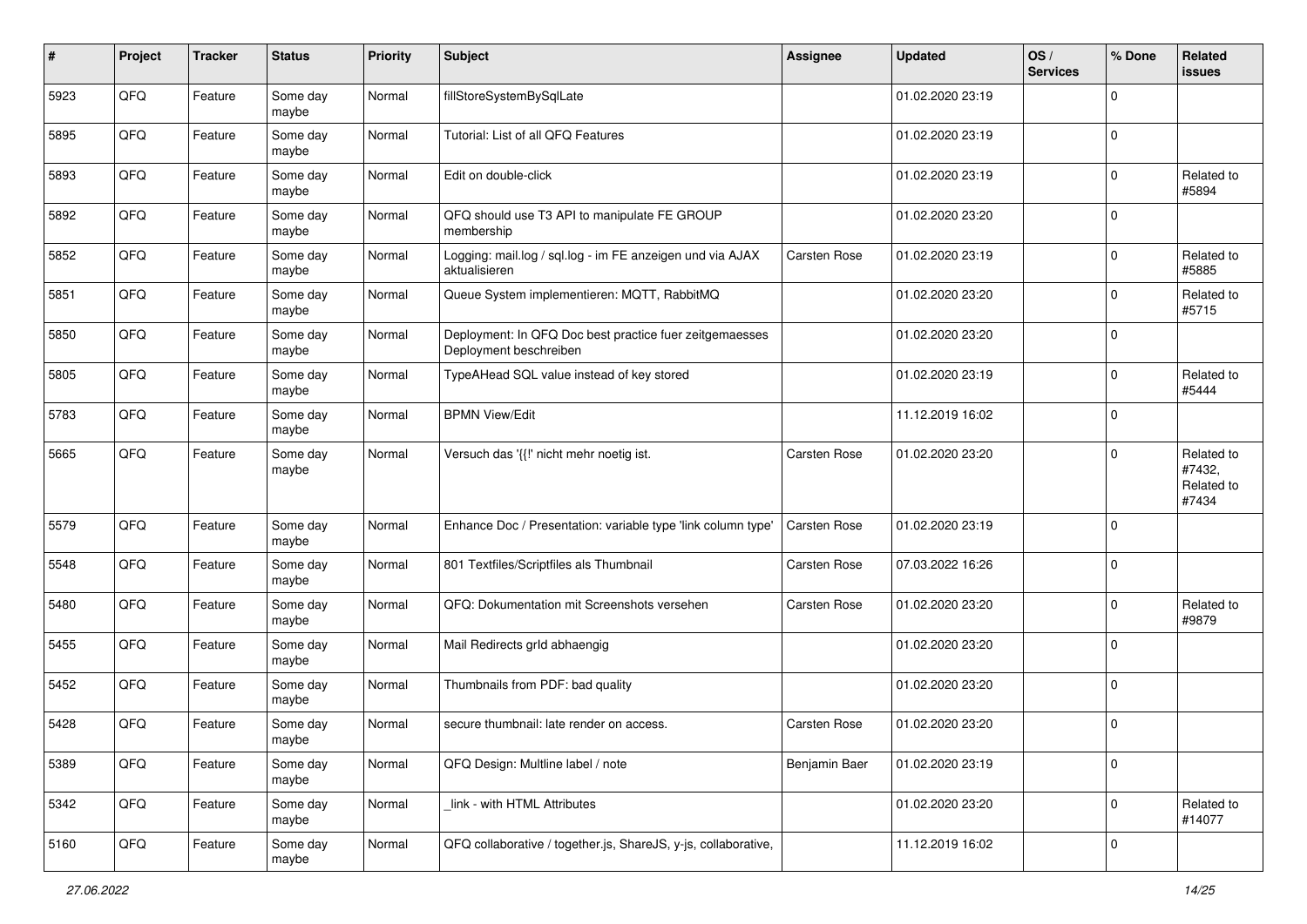| # | Project | Tracker | Status | Priority | Subject | Assignee | Updated | OS / Services | % Done | Related issues |
|---|---|---|---|---|---|---|---|---|---|---|
| 5923 | QFQ | Feature | Some day maybe | Normal | fillStoreSystemBySqlLate | | 01.02.2020 23:19 | | 0 | |
| 5895 | QFQ | Feature | Some day maybe | Normal | Tutorial: List of all QFQ Features | | 01.02.2020 23:19 | | 0 | |
| 5893 | QFQ | Feature | Some day maybe | Normal | Edit on double-click | | 01.02.2020 23:19 | | 0 | Related to #5894 |
| 5892 | QFQ | Feature | Some day maybe | Normal | QFQ should use T3 API to manipulate FE GROUP membership | | 01.02.2020 23:20 | | 0 | |
| 5852 | QFQ | Feature | Some day maybe | Normal | Logging: mail.log / sql.log - im FE anzeigen und via AJAX aktualisieren | Carsten Rose | 01.02.2020 23:19 | | 0 | Related to #5885 |
| 5851 | QFQ | Feature | Some day maybe | Normal | Queue System implementieren: MQTT, RabbitMQ | | 01.02.2020 23:20 | | 0 | Related to #5715 |
| 5850 | QFQ | Feature | Some day maybe | Normal | Deployment: In QFQ Doc best practice fuer zeitgemaesses Deployment beschreiben | | 01.02.2020 23:20 | | 0 | |
| 5805 | QFQ | Feature | Some day maybe | Normal | TypeAHead SQL value instead of key stored | | 01.02.2020 23:19 | | 0 | Related to #5444 |
| 5783 | QFQ | Feature | Some day maybe | Normal | BPMN View/Edit | | 11.12.2019 16:02 | | 0 | |
| 5665 | QFQ | Feature | Some day maybe | Normal | Versuch das '{{!' nicht mehr noetig ist. | Carsten Rose | 01.02.2020 23:20 | | 0 | Related to #7432, Related to #7434 |
| 5579 | QFQ | Feature | Some day maybe | Normal | Enhance Doc / Presentation: variable type 'link column type' | Carsten Rose | 01.02.2020 23:19 | | 0 | |
| 5548 | QFQ | Feature | Some day maybe | Normal | 801 Textfiles/Scriptfiles als Thumbnail | Carsten Rose | 07.03.2022 16:26 | | 0 | |
| 5480 | QFQ | Feature | Some day maybe | Normal | QFQ: Dokumentation mit Screenshots versehen | Carsten Rose | 01.02.2020 23:20 | | 0 | Related to #9879 |
| 5455 | QFQ | Feature | Some day maybe | Normal | Mail Redirects grId abhaengig | | 01.02.2020 23:20 | | 0 | |
| 5452 | QFQ | Feature | Some day maybe | Normal | Thumbnails from PDF: bad quality | | 01.02.2020 23:20 | | 0 | |
| 5428 | QFQ | Feature | Some day maybe | Normal | secure thumbnail: late render on access. | Carsten Rose | 01.02.2020 23:20 | | 0 | |
| 5389 | QFQ | Feature | Some day maybe | Normal | QFQ Design: Multline label / note | Benjamin Baer | 01.02.2020 23:19 | | 0 | |
| 5342 | QFQ | Feature | Some day maybe | Normal | _link - with HTML Attributes | | 01.02.2020 23:20 | | 0 | Related to #14077 |
| 5160 | QFQ | Feature | Some day maybe | Normal | QFQ collaborative / together.js, ShareJS, y-js, collaborative, | | 11.12.2019 16:02 | | 0 | |

*27.06.2022*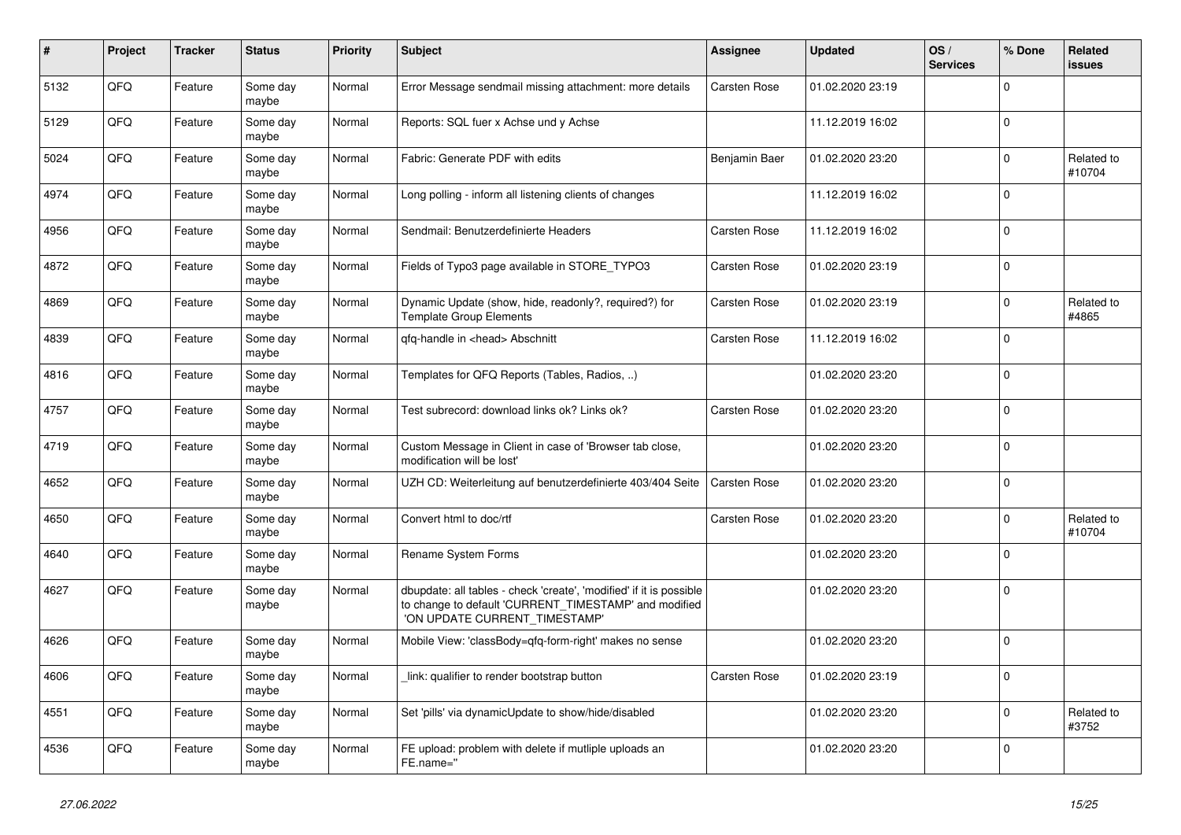| # | Project | Tracker | Status | Priority | Subject | Assignee | Updated | OS / Services | % Done | Related issues |
|---|---|---|---|---|---|---|---|---|---|---|
| 5132 | QFQ | Feature | Some day maybe | Normal | Error Message sendmail missing attachment: more details | Carsten Rose | 01.02.2020 23:19 | | 0 | |
| 5129 | QFQ | Feature | Some day maybe | Normal | Reports: SQL fuer x Achse und y Achse | | 11.12.2019 16:02 | | 0 | |
| 5024 | QFQ | Feature | Some day maybe | Normal | Fabric: Generate PDF with edits | Benjamin Baer | 01.02.2020 23:20 | | 0 | Related to #10704 |
| 4974 | QFQ | Feature | Some day maybe | Normal | Long polling - inform all listening clients of changes | | 11.12.2019 16:02 | | 0 | |
| 4956 | QFQ | Feature | Some day maybe | Normal | Sendmail: Benutzerdefinierte Headers | Carsten Rose | 11.12.2019 16:02 | | 0 | |
| 4872 | QFQ | Feature | Some day maybe | Normal | Fields of Typo3 page available in STORE_TYPO3 | Carsten Rose | 01.02.2020 23:19 | | 0 | |
| 4869 | QFQ | Feature | Some day maybe | Normal | Dynamic Update (show, hide, readonly?, required?) for Template Group Elements | Carsten Rose | 01.02.2020 23:19 | | 0 | Related to #4865 |
| 4839 | QFQ | Feature | Some day maybe | Normal | qfq-handle in <head> Abschnitt | Carsten Rose | 11.12.2019 16:02 | | 0 | |
| 4816 | QFQ | Feature | Some day maybe | Normal | Templates for QFQ Reports (Tables, Radios, ..) | | 01.02.2020 23:20 | | 0 | |
| 4757 | QFQ | Feature | Some day maybe | Normal | Test subrecord: download links ok? Links ok? | Carsten Rose | 01.02.2020 23:20 | | 0 | |
| 4719 | QFQ | Feature | Some day maybe | Normal | Custom Message in Client in case of 'Browser tab close, modification will be lost' | | 01.02.2020 23:20 | | 0 | |
| 4652 | QFQ | Feature | Some day maybe | Normal | UZH CD: Weiterleitung auf benutzerdefinierte 403/404 Seite | Carsten Rose | 01.02.2020 23:20 | | 0 | |
| 4650 | QFQ | Feature | Some day maybe | Normal | Convert html to doc/rtf | Carsten Rose | 01.02.2020 23:20 | | 0 | Related to #10704 |
| 4640 | QFQ | Feature | Some day maybe | Normal | Rename System Forms | | 01.02.2020 23:20 | | 0 | |
| 4627 | QFQ | Feature | Some day maybe | Normal | dbupdate: all tables - check 'create', 'modified' if it is possible to change to default 'CURRENT_TIMESTAMP' and modified 'ON UPDATE CURRENT_TIMESTAMP' | | 01.02.2020 23:20 | | 0 | |
| 4626 | QFQ | Feature | Some day maybe | Normal | Mobile View: 'classBody=qfq-form-right' makes no sense | | 01.02.2020 23:20 | | 0 | |
| 4606 | QFQ | Feature | Some day maybe | Normal | _link: qualifier to render bootstrap button | Carsten Rose | 01.02.2020 23:19 | | 0 | |
| 4551 | QFQ | Feature | Some day maybe | Normal | Set 'pills' via dynamicUpdate to show/hide/disabled | | 01.02.2020 23:20 | | 0 | Related to #3752 |
| 4536 | QFQ | Feature | Some day maybe | Normal | FE upload: problem with delete if mutliple uploads an FE.name='' | | 01.02.2020 23:20 | | 0 | |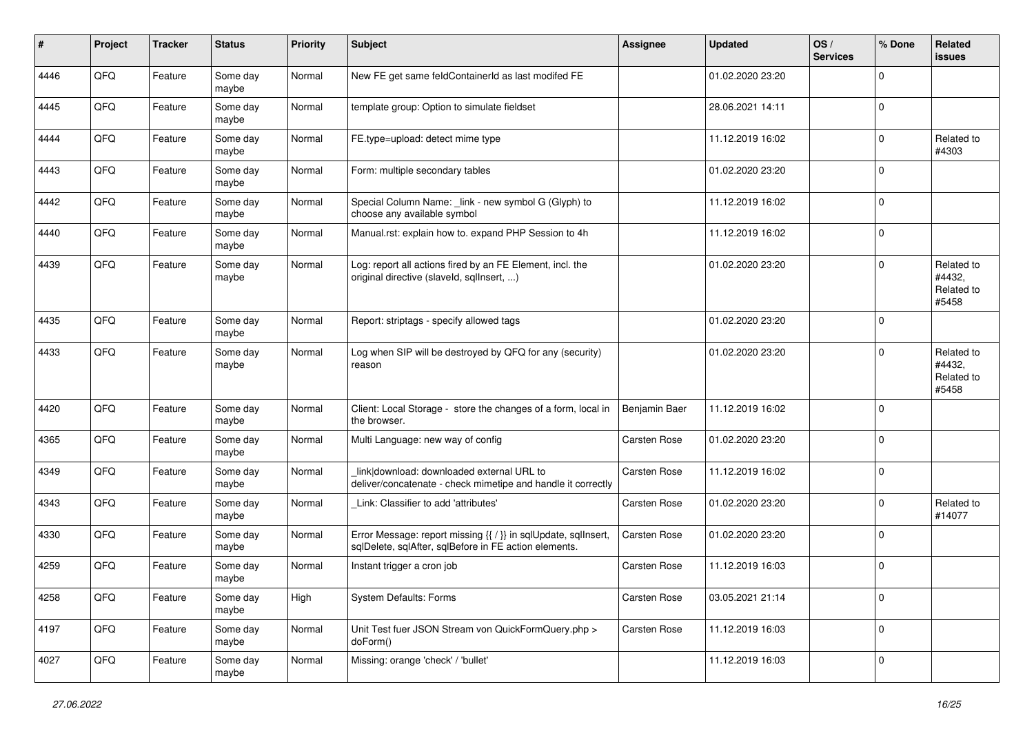| # | Project | Tracker | Status | Priority | Subject | Assignee | Updated | OS / Services | % Done | Related issues |
|---|---|---|---|---|---|---|---|---|---|---|
| 4446 | QFQ | Feature | Some day maybe | Normal | New FE get same feldContainerId as last modifed FE | | 01.02.2020 23:20 | | 0 | |
| 4445 | QFQ | Feature | Some day maybe | Normal | template group: Option to simulate fieldset | | 28.06.2021 14:11 | | 0 | |
| 4444 | QFQ | Feature | Some day maybe | Normal | FE.type=upload: detect mime type | | 11.12.2019 16:02 | | 0 | Related to #4303 |
| 4443 | QFQ | Feature | Some day maybe | Normal | Form: multiple secondary tables | | 01.02.2020 23:20 | | 0 | |
| 4442 | QFQ | Feature | Some day maybe | Normal | Special Column Name: _link - new symbol G (Glyph) to choose any available symbol | | 11.12.2019 16:02 | | 0 | |
| 4440 | QFQ | Feature | Some day maybe | Normal | Manual.rst: explain how to. expand PHP Session to 4h | | 11.12.2019 16:02 | | 0 | |
| 4439 | QFQ | Feature | Some day maybe | Normal | Log: report all actions fired by an FE Element, incl. the original directive (slaveId, sqlInsert, ...) | | 01.02.2020 23:20 | | 0 | Related to #4432, Related to #5458 |
| 4435 | QFQ | Feature | Some day maybe | Normal | Report: striptags - specify allowed tags | | 01.02.2020 23:20 | | 0 | |
| 4433 | QFQ | Feature | Some day maybe | Normal | Log when SIP will be destroyed by QFQ for any (security) reason | | 01.02.2020 23:20 | | 0 | Related to #4432, Related to #5458 |
| 4420 | QFQ | Feature | Some day maybe | Normal | Client: Local Storage - store the changes of a form, local in the browser. | Benjamin Baer | 11.12.2019 16:02 | | 0 | |
| 4365 | QFQ | Feature | Some day maybe | Normal | Multi Language: new way of config | Carsten Rose | 01.02.2020 23:20 | | 0 | |
| 4349 | QFQ | Feature | Some day maybe | Normal | link\|download: downloaded external URL to deliver/concatenate - check mimetipe and handle it correctly | Carsten Rose | 11.12.2019 16:02 | | 0 | |
| 4343 | QFQ | Feature | Some day maybe | Normal | _Link: Classifier to add 'attributes' | Carsten Rose | 01.02.2020 23:20 | | 0 | Related to #14077 |
| 4330 | QFQ | Feature | Some day maybe | Normal | Error Message: report missing {{ / }} in sqlUpdate, sqlInsert, sqlDelete, sqlAfter, sqlBefore in FE action elements. | Carsten Rose | 01.02.2020 23:20 | | 0 | |
| 4259 | QFQ | Feature | Some day maybe | Normal | Instant trigger a cron job | Carsten Rose | 11.12.2019 16:03 | | 0 | |
| 4258 | QFQ | Feature | Some day maybe | High | System Defaults: Forms | Carsten Rose | 03.05.2021 21:14 | | 0 | |
| 4197 | QFQ | Feature | Some day maybe | Normal | Unit Test fuer JSON Stream von QuickFormQuery.php > doForm() | Carsten Rose | 11.12.2019 16:03 | | 0 | |
| 4027 | QFQ | Feature | Some day maybe | Normal | Missing: orange 'check' / 'bullet' | | 11.12.2019 16:03 | | 0 | |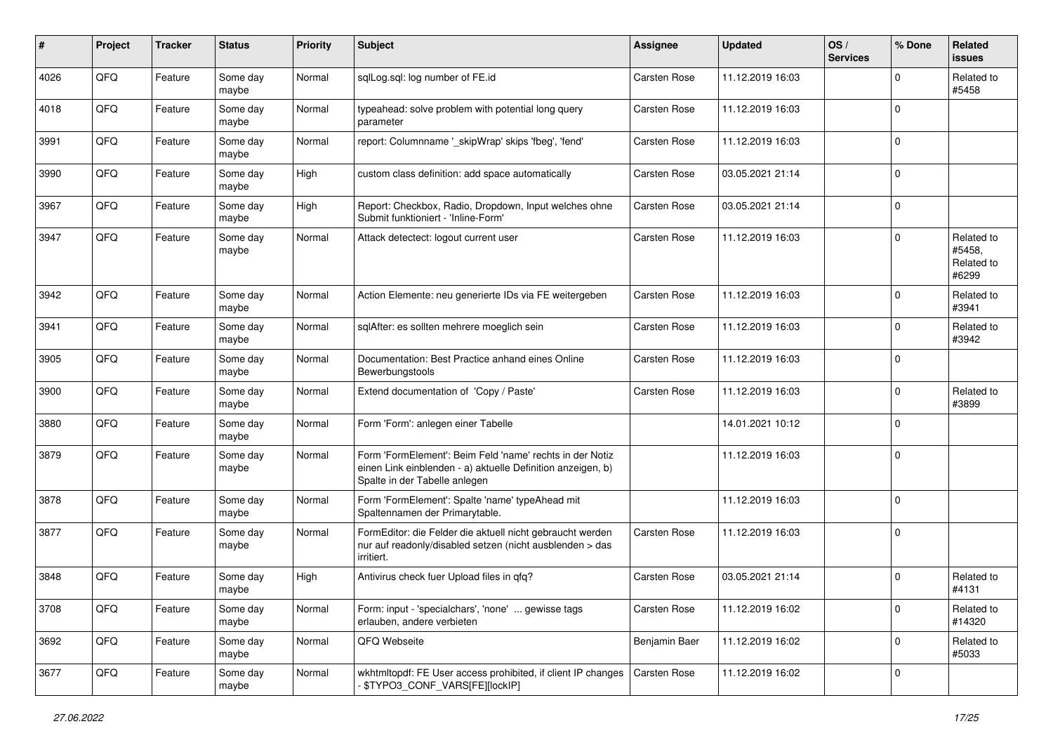| # | Project | Tracker | Status | Priority | Subject | Assignee | Updated | OS / Services | % Done | Related issues |
|---|---|---|---|---|---|---|---|---|---|---|
| 4026 | QFQ | Feature | Some day maybe | Normal | sqlLog.sql: log number of FE.id | Carsten Rose | 11.12.2019 16:03 | | 0 | Related to #5458 |
| 4018 | QFQ | Feature | Some day maybe | Normal | typeahead: solve problem with potential long query parameter | Carsten Rose | 11.12.2019 16:03 | | 0 | |
| 3991 | QFQ | Feature | Some day maybe | Normal | report: Columnname '_skipWrap' skips 'fbeg', 'fend' | Carsten Rose | 11.12.2019 16:03 | | 0 | |
| 3990 | QFQ | Feature | Some day maybe | High | custom class definition: add space automatically | Carsten Rose | 03.05.2021 21:14 | | 0 | |
| 3967 | QFQ | Feature | Some day maybe | High | Report: Checkbox, Radio, Dropdown, Input welches ohne Submit funktioniert - 'Inline-Form' | Carsten Rose | 03.05.2021 21:14 | | 0 | |
| 3947 | QFQ | Feature | Some day maybe | Normal | Attack detectect: logout current user | Carsten Rose | 11.12.2019 16:03 | | 0 | Related to #5458, Related to #6299 |
| 3942 | QFQ | Feature | Some day maybe | Normal | Action Elemente: neu generierte IDs via FE weitergeben | Carsten Rose | 11.12.2019 16:03 | | 0 | Related to #3941 |
| 3941 | QFQ | Feature | Some day maybe | Normal | sqlAfter: es sollten mehrere moeglich sein | Carsten Rose | 11.12.2019 16:03 | | 0 | Related to #3942 |
| 3905 | QFQ | Feature | Some day maybe | Normal | Documentation: Best Practice anhand eines Online Bewerbungstools | Carsten Rose | 11.12.2019 16:03 | | 0 | |
| 3900 | QFQ | Feature | Some day maybe | Normal | Extend documentation of 'Copy / Paste' | Carsten Rose | 11.12.2019 16:03 | | 0 | Related to #3899 |
| 3880 | QFQ | Feature | Some day maybe | Normal | Form 'Form': anlegen einer Tabelle | | 14.01.2021 10:12 | | 0 | |
| 3879 | QFQ | Feature | Some day maybe | Normal | Form 'FormElement': Beim Feld 'name' rechts in der Notiz einen Link einblenden - a) aktuelle Definition anzeigen, b) Spalte in der Tabelle anlegen | | 11.12.2019 16:03 | | 0 | |
| 3878 | QFQ | Feature | Some day maybe | Normal | Form 'FormElement': Spalte 'name' typeAhead mit Spaltennamen der Primarytable. | | 11.12.2019 16:03 | | 0 | |
| 3877 | QFQ | Feature | Some day maybe | Normal | FormEditor: die Felder die aktuell nicht gebraucht werden nur auf readonly/disabled setzen (nicht ausblenden > das irritiert. | Carsten Rose | 11.12.2019 16:03 | | 0 | |
| 3848 | QFQ | Feature | Some day maybe | High | Antivirus check fuer Upload files in qfq? | Carsten Rose | 03.05.2021 21:14 | | 0 | Related to #4131 |
| 3708 | QFQ | Feature | Some day maybe | Normal | Form: input - 'specialchars', 'none' ... gewisse tags erlauben, andere verbieten | Carsten Rose | 11.12.2019 16:02 | | 0 | Related to #14320 |
| 3692 | QFQ | Feature | Some day maybe | Normal | QFQ Webseite | Benjamin Baer | 11.12.2019 16:02 | | 0 | Related to #5033 |
| 3677 | QFQ | Feature | Some day maybe | Normal | wkhtmltopdf: FE User access prohibited, if client IP changes - $TYPO3_CONF_VARS[FE][lockIP] | Carsten Rose | 11.12.2019 16:02 | | 0 | |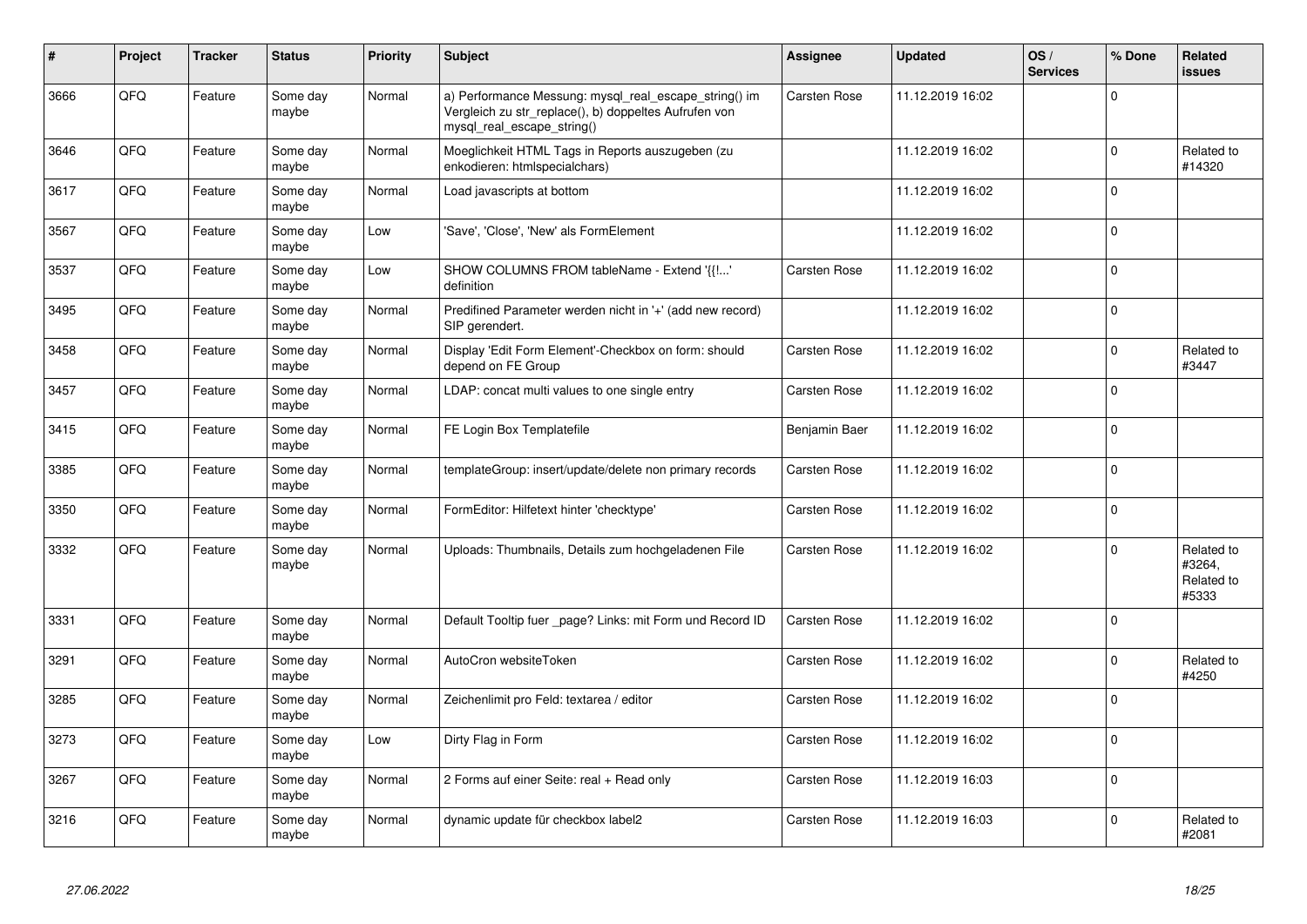| # | Project | Tracker | Status | Priority | Subject | Assignee | Updated | OS / Services | % Done | Related issues |
|---|---|---|---|---|---|---|---|---|---|---|
| 3666 | QFQ | Feature | Some day maybe | Normal | a) Performance Messung: mysql_real_escape_string() im Vergleich zu str_replace(), b) doppeltes Aufrufen von mysql_real_escape_string() | Carsten Rose | 11.12.2019 16:02 | | 0 | |
| 3646 | QFQ | Feature | Some day maybe | Normal | Moeglichkeit HTML Tags in Reports auszugeben (zu enkodieren: htmlspecialchars) | | 11.12.2019 16:02 | | 0 | Related to #14320 |
| 3617 | QFQ | Feature | Some day maybe | Normal | Load javascripts at bottom | | 11.12.2019 16:02 | | 0 | |
| 3567 | QFQ | Feature | Some day maybe | Low | 'Save', 'Close', 'New' als FormElement | | 11.12.2019 16:02 | | 0 | |
| 3537 | QFQ | Feature | Some day maybe | Low | SHOW COLUMNS FROM tableName - Extend '{{!...' definition | Carsten Rose | 11.12.2019 16:02 | | 0 | |
| 3495 | QFQ | Feature | Some day maybe | Normal | Predifined Parameter werden nicht in '+' (add new record) SIP gerendert. | | 11.12.2019 16:02 | | 0 | |
| 3458 | QFQ | Feature | Some day maybe | Normal | Display 'Edit Form Element'-Checkbox on form: should depend on FE Group | Carsten Rose | 11.12.2019 16:02 | | 0 | Related to #3447 |
| 3457 | QFQ | Feature | Some day maybe | Normal | LDAP: concat multi values to one single entry | Carsten Rose | 11.12.2019 16:02 | | 0 | |
| 3415 | QFQ | Feature | Some day maybe | Normal | FE Login Box Templatefile | Benjamin Baer | 11.12.2019 16:02 | | 0 | |
| 3385 | QFQ | Feature | Some day maybe | Normal | templateGroup: insert/update/delete non primary records | Carsten Rose | 11.12.2019 16:02 | | 0 | |
| 3350 | QFQ | Feature | Some day maybe | Normal | FormEditor: Hilfetext hinter 'checktype' | Carsten Rose | 11.12.2019 16:02 | | 0 | |
| 3332 | QFQ | Feature | Some day maybe | Normal | Uploads: Thumbnails, Details zum hochgeladenen File | Carsten Rose | 11.12.2019 16:02 | | 0 | Related to #3264, Related to #5333 |
| 3331 | QFQ | Feature | Some day maybe | Normal | Default Tooltip fuer _page? Links: mit Form und Record ID | Carsten Rose | 11.12.2019 16:02 | | 0 | |
| 3291 | QFQ | Feature | Some day maybe | Normal | AutoCron websiteToken | Carsten Rose | 11.12.2019 16:02 | | 0 | Related to #4250 |
| 3285 | QFQ | Feature | Some day maybe | Normal | Zeichenlimit pro Feld: textarea / editor | Carsten Rose | 11.12.2019 16:02 | | 0 | |
| 3273 | QFQ | Feature | Some day maybe | Low | Dirty Flag in Form | Carsten Rose | 11.12.2019 16:02 | | 0 | |
| 3267 | QFQ | Feature | Some day maybe | Normal | 2 Forms auf einer Seite: real + Read only | Carsten Rose | 11.12.2019 16:03 | | 0 | |
| 3216 | QFQ | Feature | Some day maybe | Normal | dynamic update für checkbox label2 | Carsten Rose | 11.12.2019 16:03 | | 0 | Related to #2081 |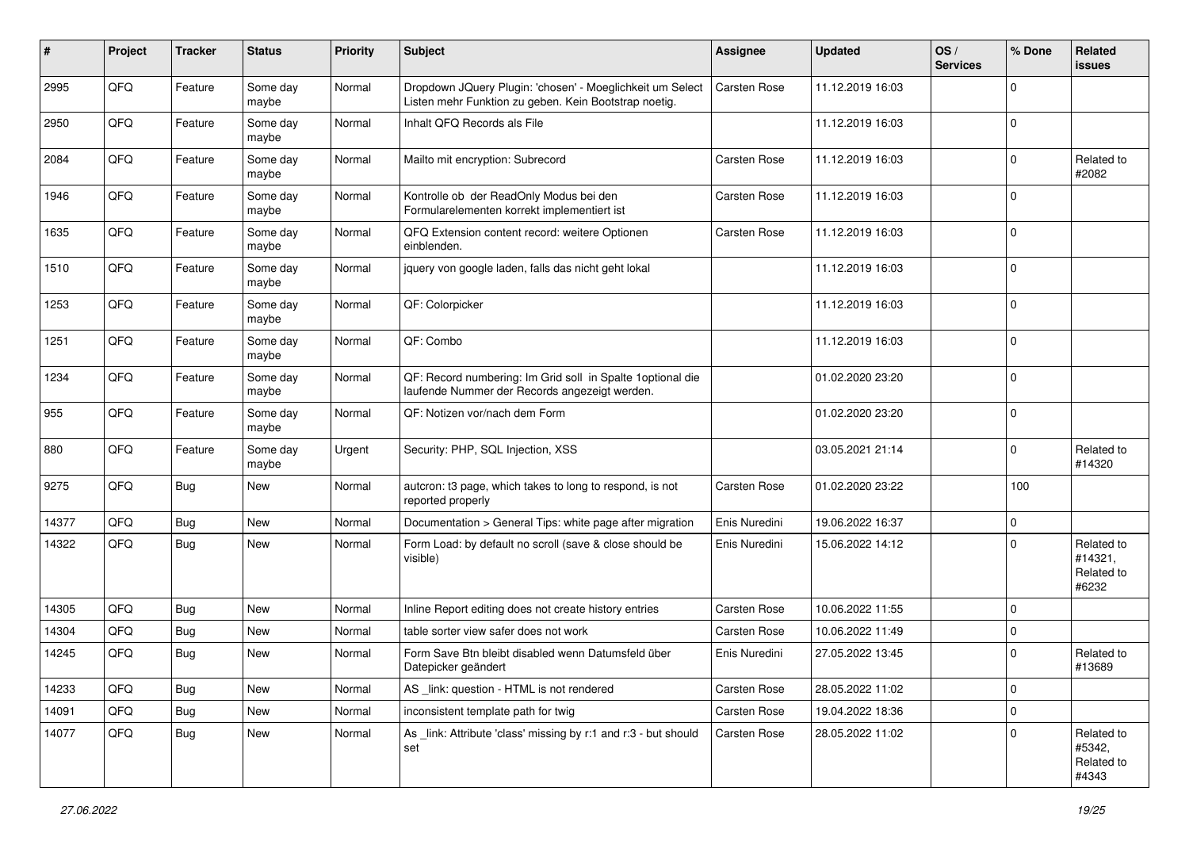| # | Project | Tracker | Status | Priority | Subject | Assignee | Updated | OS / Services | % Done | Related issues |
|---|---|---|---|---|---|---|---|---|---|---|
| 2995 | QFQ | Feature | Some day maybe | Normal | Dropdown JQuery Plugin: 'chosen' - Moeglichkeit um Select Listen mehr Funktion zu geben. Kein Bootstrap noetig. | Carsten Rose | 11.12.2019 16:03 | | 0 | |
| 2950 | QFQ | Feature | Some day maybe | Normal | Inhalt QFQ Records als File | | 11.12.2019 16:03 | | 0 | |
| 2084 | QFQ | Feature | Some day maybe | Normal | Mailto mit encryption: Subrecord | Carsten Rose | 11.12.2019 16:03 | | 0 | Related to #2082 |
| 1946 | QFQ | Feature | Some day maybe | Normal | Kontrolle ob der ReadOnly Modus bei den Formularelementen korrekt implementiert ist | Carsten Rose | 11.12.2019 16:03 | | 0 | |
| 1635 | QFQ | Feature | Some day maybe | Normal | QFQ Extension content record: weitere Optionen einblenden. | Carsten Rose | 11.12.2019 16:03 | | 0 | |
| 1510 | QFQ | Feature | Some day maybe | Normal | jquery von google laden, falls das nicht geht lokal | | 11.12.2019 16:03 | | 0 | |
| 1253 | QFQ | Feature | Some day maybe | Normal | QF: Colorpicker | | 11.12.2019 16:03 | | 0 | |
| 1251 | QFQ | Feature | Some day maybe | Normal | QF: Combo | | 11.12.2019 16:03 | | 0 | |
| 1234 | QFQ | Feature | Some day maybe | Normal | QF: Record numbering: Im Grid soll in Spalte 1optional die laufende Nummer der Records angezeigt werden. | | 01.02.2020 23:20 | | 0 | |
| 955 | QFQ | Feature | Some day maybe | Normal | QF: Notizen vor/nach dem Form | | 01.02.2020 23:20 | | 0 | |
| 880 | QFQ | Feature | Some day maybe | Urgent | Security: PHP, SQL Injection, XSS | | 03.05.2021 21:14 | | 0 | Related to #14320 |
| 9275 | QFQ | Bug | New | Normal | autcron: t3 page, which takes to long to respond, is not reported properly | Carsten Rose | 01.02.2020 23:22 | | 100 | |
| 14377 | QFQ | Bug | New | Normal | Documentation > General Tips: white page after migration | Enis Nuredini | 19.06.2022 16:37 | | 0 | |
| 14322 | QFQ | Bug | New | Normal | Form Load: by default no scroll (save & close should be visible) | Enis Nuredini | 15.06.2022 14:12 | | 0 | Related to #14321, Related to #6232 |
| 14305 | QFQ | Bug | New | Normal | Inline Report editing does not create history entries | Carsten Rose | 10.06.2022 11:55 | | 0 | |
| 14304 | QFQ | Bug | New | Normal | table sorter view safer does not work | Carsten Rose | 10.06.2022 11:49 | | 0 | |
| 14245 | QFQ | Bug | New | Normal | Form Save Btn bleibt disabled wenn Datumsfeld über Datepicker geändert | Enis Nuredini | 27.05.2022 13:45 | | 0 | Related to #13689 |
| 14233 | QFQ | Bug | New | Normal | AS _link: question - HTML is not rendered | Carsten Rose | 28.05.2022 11:02 | | 0 | |
| 14091 | QFQ | Bug | New | Normal | inconsistent template path for twig | Carsten Rose | 19.04.2022 18:36 | | 0 | |
| 14077 | QFQ | Bug | New | Normal | As _link: Attribute 'class' missing by r:1 and r:3 - but should set | Carsten Rose | 28.05.2022 11:02 | | 0 | Related to #5342, Related to #4343 |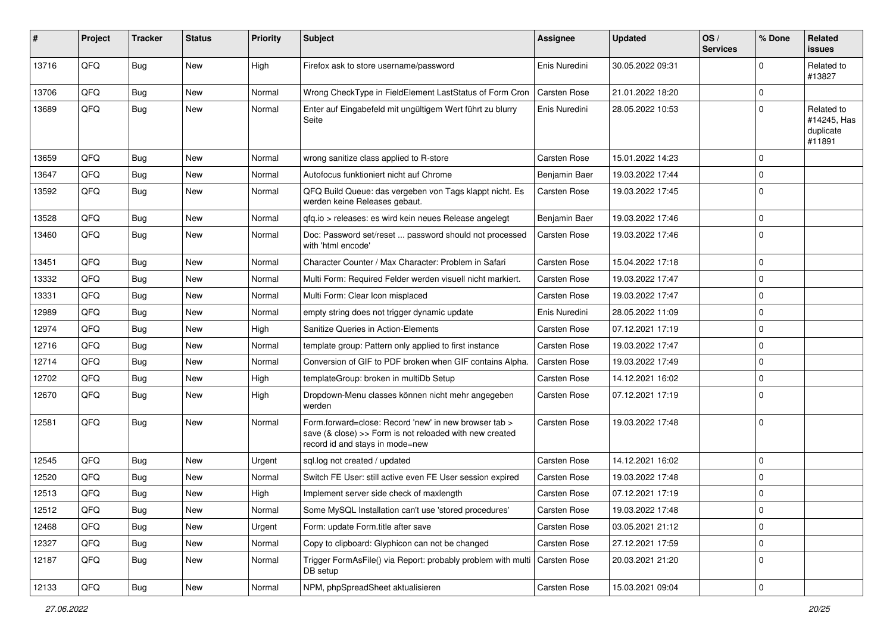| # | Project | Tracker | Status | Priority | Subject | Assignee | Updated | OS / Services | % Done | Related issues |
|---|---|---|---|---|---|---|---|---|---|---|
| 13716 | QFQ | Bug | New | High | Firefox ask to store username/password | Enis Nuredini | 30.05.2022 09:31 | | 0 | Related to #13827 |
| 13706 | QFQ | Bug | New | Normal | Wrong CheckType in FieldElement LastStatus of Form Cron | Carsten Rose | 21.01.2022 18:20 | | 0 | |
| 13689 | QFQ | Bug | New | Normal | Enter auf Eingabefeld mit ungültigem Wert führt zu blurry Seite | Enis Nuredini | 28.05.2022 10:53 | | 0 | Related to #14245, Has duplicate #11891 |
| 13659 | QFQ | Bug | New | Normal | wrong sanitize class applied to R-store | Carsten Rose | 15.01.2022 14:23 | | 0 | |
| 13647 | QFQ | Bug | New | Normal | Autofocus funktioniert nicht auf Chrome | Benjamin Baer | 19.03.2022 17:44 | | 0 | |
| 13592 | QFQ | Bug | New | Normal | QFQ Build Queue: das vergeben von Tags klappt nicht. Es werden keine Releases gebaut. | Carsten Rose | 19.03.2022 17:45 | | 0 | |
| 13528 | QFQ | Bug | New | Normal | qfq.io > releases: es wird kein neues Release angelegt | Benjamin Baer | 19.03.2022 17:46 | | 0 | |
| 13460 | QFQ | Bug | New | Normal | Doc: Password set/reset ... password should not processed with 'html encode' | Carsten Rose | 19.03.2022 17:46 | | 0 | |
| 13451 | QFQ | Bug | New | Normal | Character Counter / Max Character: Problem in Safari | Carsten Rose | 15.04.2022 17:18 | | 0 | |
| 13332 | QFQ | Bug | New | Normal | Multi Form: Required Felder werden visuell nicht markiert. | Carsten Rose | 19.03.2022 17:47 | | 0 | |
| 13331 | QFQ | Bug | New | Normal | Multi Form: Clear Icon misplaced | Carsten Rose | 19.03.2022 17:47 | | 0 | |
| 12989 | QFQ | Bug | New | Normal | empty string does not trigger dynamic update | Enis Nuredini | 28.05.2022 11:09 | | 0 | |
| 12974 | QFQ | Bug | New | High | Sanitize Queries in Action-Elements | Carsten Rose | 07.12.2021 17:19 | | 0 | |
| 12716 | QFQ | Bug | New | Normal | template group: Pattern only applied to first instance | Carsten Rose | 19.03.2022 17:47 | | 0 | |
| 12714 | QFQ | Bug | New | Normal | Conversion of GIF to PDF broken when GIF contains Alpha. | Carsten Rose | 19.03.2022 17:49 | | 0 | |
| 12702 | QFQ | Bug | New | High | templateGroup: broken in multiDb Setup | Carsten Rose | 14.12.2021 16:02 | | 0 | |
| 12670 | QFQ | Bug | New | High | Dropdown-Menu classes können nicht mehr angegeben werden | Carsten Rose | 07.12.2021 17:19 | | 0 | |
| 12581 | QFQ | Bug | New | Normal | Form.forward=close: Record 'new' in new browser tab > save (& close) >> Form is not reloaded with new created record id and stays in mode=new | Carsten Rose | 19.03.2022 17:48 | | 0 | |
| 12545 | QFQ | Bug | New | Urgent | sql.log not created / updated | Carsten Rose | 14.12.2021 16:02 | | 0 | |
| 12520 | QFQ | Bug | New | Normal | Switch FE User: still active even FE User session expired | Carsten Rose | 19.03.2022 17:48 | | 0 | |
| 12513 | QFQ | Bug | New | High | Implement server side check of maxlength | Carsten Rose | 07.12.2021 17:19 | | 0 | |
| 12512 | QFQ | Bug | New | Normal | Some MySQL Installation can't use 'stored procedures' | Carsten Rose | 19.03.2022 17:48 | | 0 | |
| 12468 | QFQ | Bug | New | Urgent | Form: update Form.title after save | Carsten Rose | 03.05.2021 21:12 | | 0 | |
| 12327 | QFQ | Bug | New | Normal | Copy to clipboard: Glyphicon can not be changed | Carsten Rose | 27.12.2021 17:59 | | 0 | |
| 12187 | QFQ | Bug | New | Normal | Trigger FormAsFile() via Report: probably problem with multi DB setup | Carsten Rose | 20.03.2021 21:20 | | 0 | |
| 12133 | QFQ | Bug | New | Normal | NPM, phpSpreadSheet aktualisieren | Carsten Rose | 15.03.2021 09:04 | | 0 | |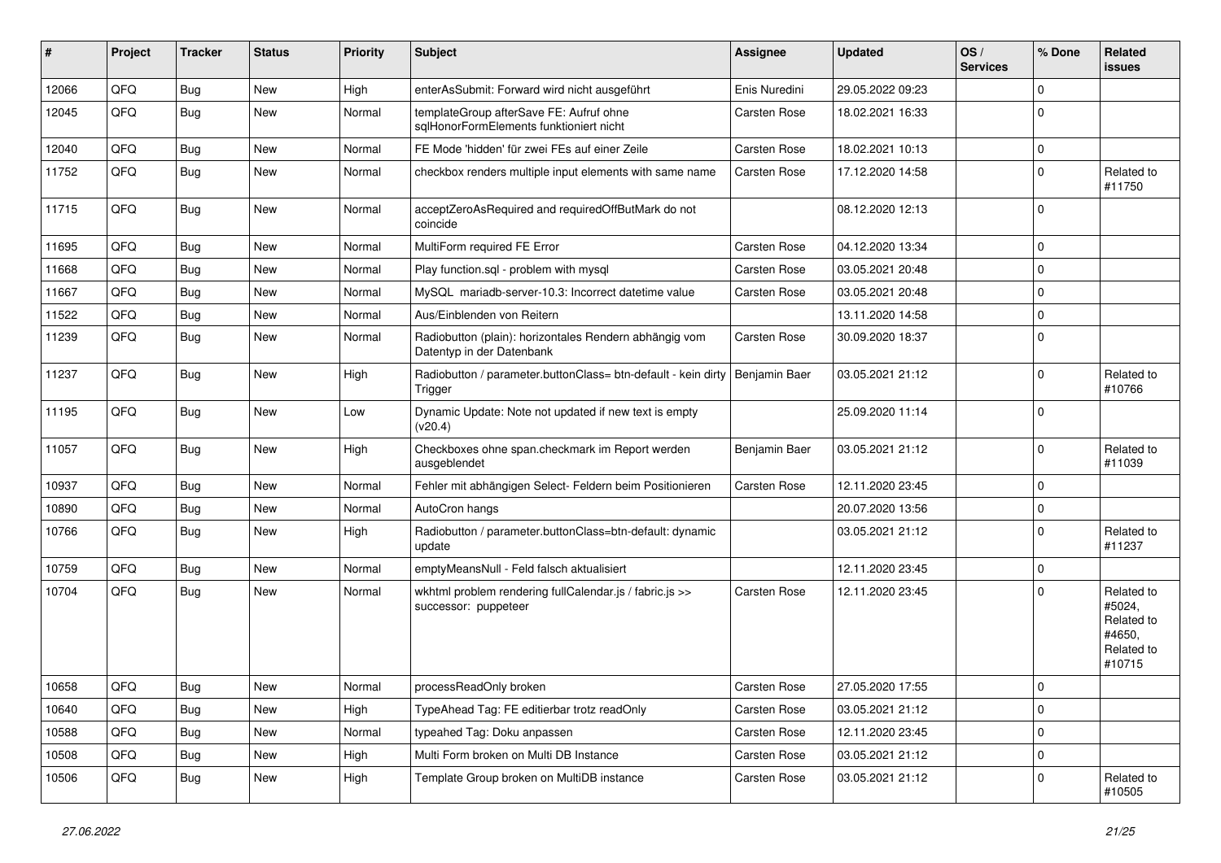| # | Project | Tracker | Status | Priority | Subject | Assignee | Updated | OS / Services | % Done | Related issues |
|---|---|---|---|---|---|---|---|---|---|---|
| 12066 | QFQ | Bug | New | High | enterAsSubmit: Forward wird nicht ausgeführt | Enis Nuredini | 29.05.2022 09:23 | | 0 | |
| 12045 | QFQ | Bug | New | Normal | templateGroup afterSave FE: Aufruf ohne sqlHonorFormElements funktioniert nicht | Carsten Rose | 18.02.2021 16:33 | | 0 | |
| 12040 | QFQ | Bug | New | Normal | FE Mode 'hidden' für zwei FEs auf einer Zeile | Carsten Rose | 18.02.2021 10:13 | | 0 | |
| 11752 | QFQ | Bug | New | Normal | checkbox renders multiple input elements with same name | Carsten Rose | 17.12.2020 14:58 | | 0 | Related to #11750 |
| 11715 | QFQ | Bug | New | Normal | acceptZeroAsRequired and requiredOffButMark do not coincide | | 08.12.2020 12:13 | | 0 | |
| 11695 | QFQ | Bug | New | Normal | MultiForm required FE Error | Carsten Rose | 04.12.2020 13:34 | | 0 | |
| 11668 | QFQ | Bug | New | Normal | Play function.sql - problem with mysql | Carsten Rose | 03.05.2021 20:48 | | 0 | |
| 11667 | QFQ | Bug | New | Normal | MySQL mariadb-server-10.3: Incorrect datetime value | Carsten Rose | 03.05.2021 20:48 | | 0 | |
| 11522 | QFQ | Bug | New | Normal | Aus/Einblenden von Reitern | | 13.11.2020 14:58 | | 0 | |
| 11239 | QFQ | Bug | New | Normal | Radiobutton (plain): horizontales Rendern abhängig vom Datentyp in der Datenbank | Carsten Rose | 30.09.2020 18:37 | | 0 | |
| 11237 | QFQ | Bug | New | High | Radiobutton / parameter.buttonClass= btn-default - kein dirty Trigger | Benjamin Baer | 03.05.2021 21:12 | | 0 | Related to #10766 |
| 11195 | QFQ | Bug | New | Low | Dynamic Update: Note not updated if new text is empty (v20.4) | | 25.09.2020 11:14 | | 0 | |
| 11057 | QFQ | Bug | New | High | Checkboxes ohne span.checkmark im Report werden ausgeblendet | Benjamin Baer | 03.05.2021 21:12 | | 0 | Related to #11039 |
| 10937 | QFQ | Bug | New | Normal | Fehler mit abhängigen Select- Feldern beim Positionieren | Carsten Rose | 12.11.2020 23:45 | | 0 | |
| 10890 | QFQ | Bug | New | Normal | AutoCron hangs | | 20.07.2020 13:56 | | 0 | |
| 10766 | QFQ | Bug | New | High | Radiobutton / parameter.buttonClass=btn-default: dynamic update | | 03.05.2021 21:12 | | 0 | Related to #11237 |
| 10759 | QFQ | Bug | New | Normal | emptyMeansNull - Feld falsch aktualisiert | | 12.11.2020 23:45 | | 0 | |
| 10704 | QFQ | Bug | New | Normal | wkhtml problem rendering fullCalendar.js / fabric.js >> successor: puppeteer | Carsten Rose | 12.11.2020 23:45 | | 0 | Related to #5024, Related to #4650, Related to #10715 |
| 10658 | QFQ | Bug | New | Normal | processReadOnly broken | Carsten Rose | 27.05.2020 17:55 | | 0 | |
| 10640 | QFQ | Bug | New | High | TypeAhead Tag: FE editierbar trotz readOnly | Carsten Rose | 03.05.2021 21:12 | | 0 | |
| 10588 | QFQ | Bug | New | Normal | typeahed Tag: Doku anpassen | Carsten Rose | 12.11.2020 23:45 | | 0 | |
| 10508 | QFQ | Bug | New | High | Multi Form broken on Multi DB Instance | Carsten Rose | 03.05.2021 21:12 | | 0 | |
| 10506 | QFQ | Bug | New | High | Template Group broken on MultiDB instance | Carsten Rose | 03.05.2021 21:12 | | 0 | Related to #10505 |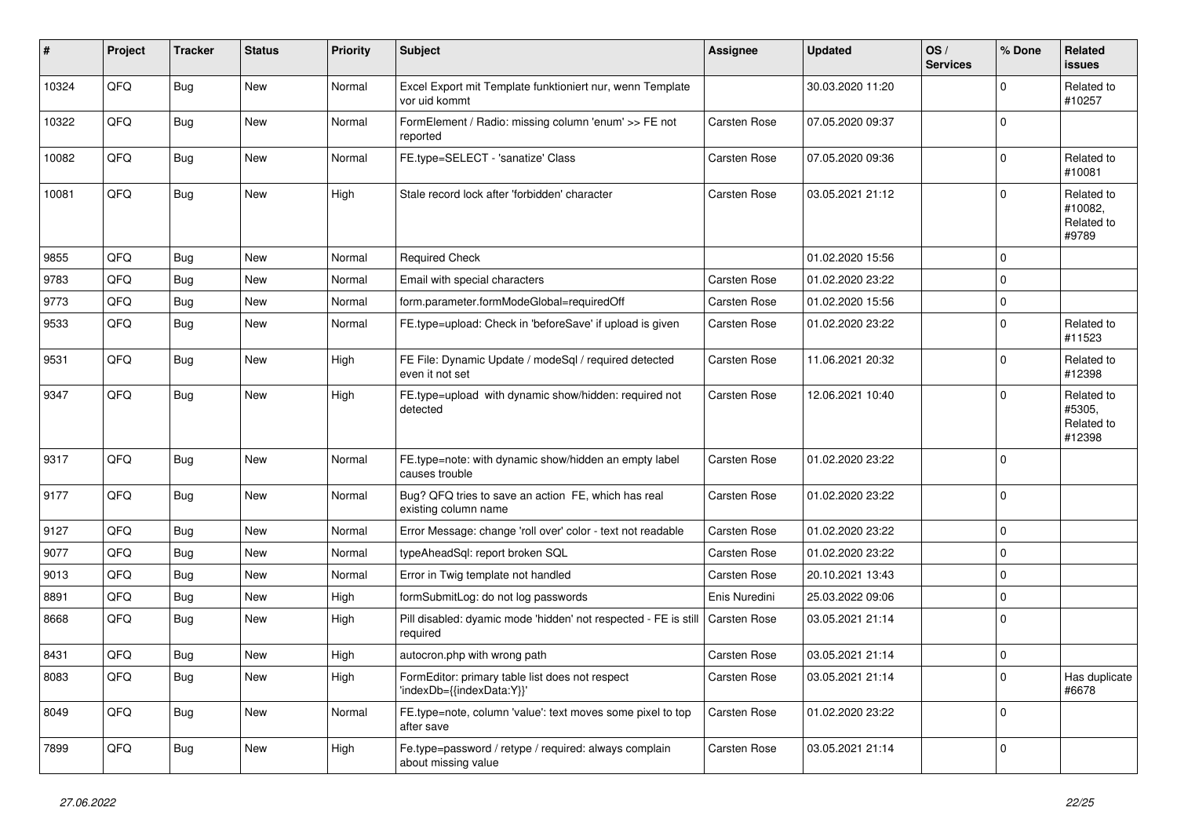| # | Project | Tracker | Status | Priority | Subject | Assignee | Updated | OS / Services | % Done | Related issues |
|---|---|---|---|---|---|---|---|---|---|---|
| 10324 | QFQ | Bug | New | Normal | Excel Export mit Template funktioniert nur, wenn Template vor uid kommt | | 30.03.2020 11:20 | | 0 | Related to #10257 |
| 10322 | QFQ | Bug | New | Normal | FormElement / Radio: missing column 'enum' >> FE not reported | Carsten Rose | 07.05.2020 09:37 | | 0 | |
| 10082 | QFQ | Bug | New | Normal | FE.type=SELECT - 'sanatize' Class | Carsten Rose | 07.05.2020 09:36 | | 0 | Related to #10081 |
| 10081 | QFQ | Bug | New | High | Stale record lock after 'forbidden' character | Carsten Rose | 03.05.2021 21:12 | | 0 | Related to #10082, Related to #9789 |
| 9855 | QFQ | Bug | New | Normal | Required Check | | 01.02.2020 15:56 | | 0 | |
| 9783 | QFQ | Bug | New | Normal | Email with special characters | Carsten Rose | 01.02.2020 23:22 | | 0 | |
| 9773 | QFQ | Bug | New | Normal | form.parameter.formModeGlobal=requiredOff | Carsten Rose | 01.02.2020 15:56 | | 0 | |
| 9533 | QFQ | Bug | New | Normal | FE.type=upload: Check in 'beforeSave' if upload is given | Carsten Rose | 01.02.2020 23:22 | | 0 | Related to #11523 |
| 9531 | QFQ | Bug | New | High | FE File: Dynamic Update / modeSql / required detected even it not set | Carsten Rose | 11.06.2021 20:32 | | 0 | Related to #12398 |
| 9347 | QFQ | Bug | New | High | FE.type=upload with dynamic show/hidden: required not detected | Carsten Rose | 12.06.2021 10:40 | | 0 | Related to #5305, Related to #12398 |
| 9317 | QFQ | Bug | New | Normal | FE.type=note: with dynamic show/hidden an empty label causes trouble | Carsten Rose | 01.02.2020 23:22 | | 0 | |
| 9177 | QFQ | Bug | New | Normal | Bug? QFQ tries to save an action FE, which has real existing column name | Carsten Rose | 01.02.2020 23:22 | | 0 | |
| 9127 | QFQ | Bug | New | Normal | Error Message: change 'roll over' color - text not readable | Carsten Rose | 01.02.2020 23:22 | | 0 | |
| 9077 | QFQ | Bug | New | Normal | typeAheadSql: report broken SQL | Carsten Rose | 01.02.2020 23:22 | | 0 | |
| 9013 | QFQ | Bug | New | Normal | Error in Twig template not handled | Carsten Rose | 20.10.2021 13:43 | | 0 | |
| 8891 | QFQ | Bug | New | High | formSubmitLog: do not log passwords | Enis Nuredini | 25.03.2022 09:06 | | 0 | |
| 8668 | QFQ | Bug | New | High | Pill disabled: dyamic mode 'hidden' not respected - FE is still required | Carsten Rose | 03.05.2021 21:14 | | 0 | |
| 8431 | QFQ | Bug | New | High | autocron.php with wrong path | Carsten Rose | 03.05.2021 21:14 | | 0 | |
| 8083 | QFQ | Bug | New | High | FormEditor: primary table list does not respect 'indexDb={{indexData:Y}}' | Carsten Rose | 03.05.2021 21:14 | | 0 | Has duplicate #6678 |
| 8049 | QFQ | Bug | New | Normal | FE.type=note, column 'value': text moves some pixel to top after save | Carsten Rose | 01.02.2020 23:22 | | 0 | |
| 7899 | QFQ | Bug | New | High | Fe.type=password / retype / required: always complain about missing value | Carsten Rose | 03.05.2021 21:14 | | 0 | |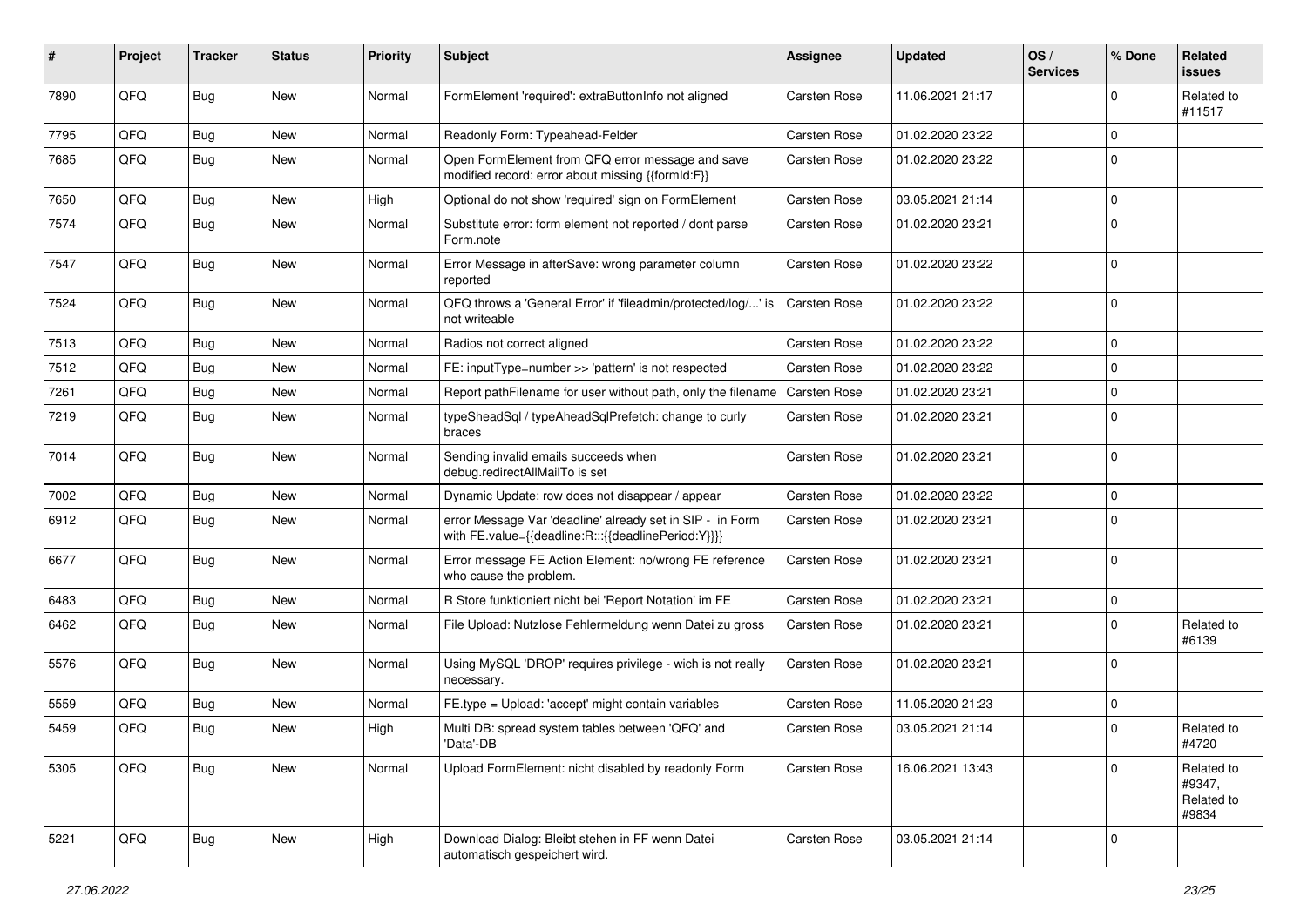| # | Project | Tracker | Status | Priority | Subject | Assignee | Updated | OS / Services | % Done | Related issues |
|---|---|---|---|---|---|---|---|---|---|---|
| 7890 | QFQ | Bug | New | Normal | FormElement 'required': extraButtonInfo not aligned | Carsten Rose | 11.06.2021 21:17 | | 0 | Related to #11517 |
| 7795 | QFQ | Bug | New | Normal | Readonly Form: Typeahead-Felder | Carsten Rose | 01.02.2020 23:22 | | 0 | |
| 7685 | QFQ | Bug | New | Normal | Open FormElement from QFQ error message and save modified record: error about missing {{formId:F}} | Carsten Rose | 01.02.2020 23:22 | | 0 | |
| 7650 | QFQ | Bug | New | High | Optional do not show 'required' sign on FormElement | Carsten Rose | 03.05.2021 21:14 | | 0 | |
| 7574 | QFQ | Bug | New | Normal | Substitute error: form element not reported / dont parse Form.note | Carsten Rose | 01.02.2020 23:21 | | 0 | |
| 7547 | QFQ | Bug | New | Normal | Error Message in afterSave: wrong parameter column reported | Carsten Rose | 01.02.2020 23:22 | | 0 | |
| 7524 | QFQ | Bug | New | Normal | QFQ throws a 'General Error' if 'fileadmin/protected/log/...' is not writeable | Carsten Rose | 01.02.2020 23:22 | | 0 | |
| 7513 | QFQ | Bug | New | Normal | Radios not correct aligned | Carsten Rose | 01.02.2020 23:22 | | 0 | |
| 7512 | QFQ | Bug | New | Normal | FE: inputType=number >> 'pattern' is not respected | Carsten Rose | 01.02.2020 23:22 | | 0 | |
| 7261 | QFQ | Bug | New | Normal | Report pathFilename for user without path, only the filename | Carsten Rose | 01.02.2020 23:21 | | 0 | |
| 7219 | QFQ | Bug | New | Normal | typeSheadSql / typeAheadSqlPrefetch: change to curly braces | Carsten Rose | 01.02.2020 23:21 | | 0 | |
| 7014 | QFQ | Bug | New | Normal | Sending invalid emails succeeds when debug.redirectAllMailTo is set | Carsten Rose | 01.02.2020 23:21 | | 0 | |
| 7002 | QFQ | Bug | New | Normal | Dynamic Update: row does not disappear / appear | Carsten Rose | 01.02.2020 23:22 | | 0 | |
| 6912 | QFQ | Bug | New | Normal | error Message Var 'deadline' already set in SIP - in Form with FE.value={{deadline:R:::{{deadlinePeriod:Y}}}} | Carsten Rose | 01.02.2020 23:21 | | 0 | |
| 6677 | QFQ | Bug | New | Normal | Error message FE Action Element: no/wrong FE reference who cause the problem. | Carsten Rose | 01.02.2020 23:21 | | 0 | |
| 6483 | QFQ | Bug | New | Normal | R Store funktioniert nicht bei 'Report Notation' im FE | Carsten Rose | 01.02.2020 23:21 | | 0 | |
| 6462 | QFQ | Bug | New | Normal | File Upload: Nutzlose Fehlermeldung wenn Datei zu gross | Carsten Rose | 01.02.2020 23:21 | | 0 | Related to #6139 |
| 5576 | QFQ | Bug | New | Normal | Using MySQL 'DROP' requires privilege - wich is not really necessary. | Carsten Rose | 01.02.2020 23:21 | | 0 | |
| 5559 | QFQ | Bug | New | Normal | FE.type = Upload: 'accept' might contain variables | Carsten Rose | 11.05.2020 21:23 | | 0 | |
| 5459 | QFQ | Bug | New | High | Multi DB: spread system tables between 'QFQ' and 'Data'-DB | Carsten Rose | 03.05.2021 21:14 | | 0 | Related to #4720 |
| 5305 | QFQ | Bug | New | Normal | Upload FormElement: nicht disabled by readonly Form | Carsten Rose | 16.06.2021 13:43 | | 0 | Related to #9347, Related to #9834 |
| 5221 | QFQ | Bug | New | High | Download Dialog: Bleibt stehen in FF wenn Datei automatisch gespeichert wird. | Carsten Rose | 03.05.2021 21:14 | | 0 | |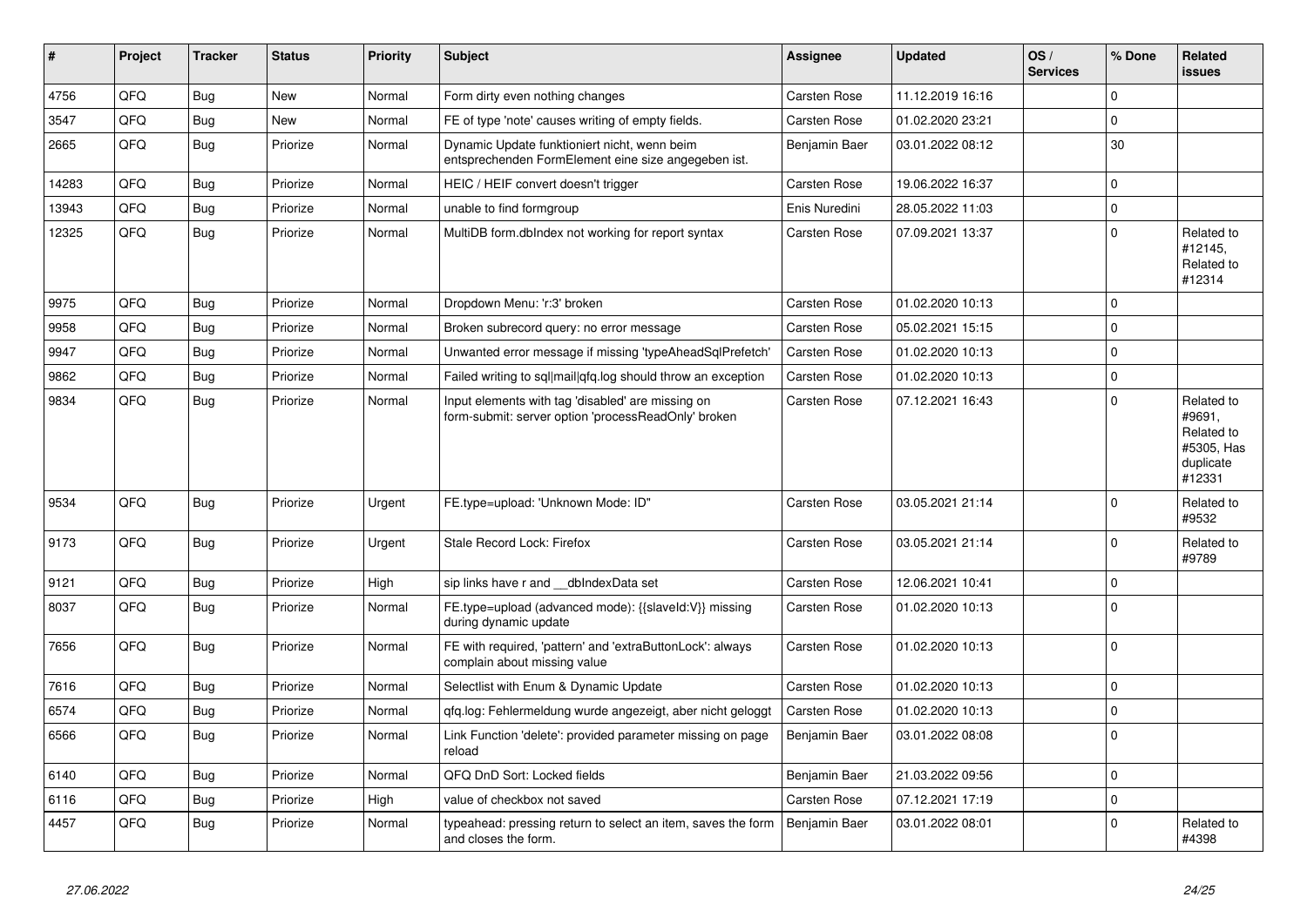| # | Project | Tracker | Status | Priority | Subject | Assignee | Updated | OS / Services | % Done | Related issues |
|---|---|---|---|---|---|---|---|---|---|---|
| 4756 | QFQ | Bug | New | Normal | Form dirty even nothing changes | Carsten Rose | 11.12.2019 16:16 | | 0 | |
| 3547 | QFQ | Bug | New | Normal | FE of type 'note' causes writing of empty fields. | Carsten Rose | 01.02.2020 23:21 | | 0 | |
| 2665 | QFQ | Bug | Priorize | Normal | Dynamic Update funktioniert nicht, wenn beim entsprechenden FormElement eine size angegeben ist. | Benjamin Baer | 03.01.2022 08:12 | | 30 | |
| 14283 | QFQ | Bug | Priorize | Normal | HEIC / HEIF convert doesn't trigger | Carsten Rose | 19.06.2022 16:37 | | 0 | |
| 13943 | QFQ | Bug | Priorize | Normal | unable to find formgroup | Enis Nuredini | 28.05.2022 11:03 | | 0 | |
| 12325 | QFQ | Bug | Priorize | Normal | MultiDB form.dbIndex not working for report syntax | Carsten Rose | 07.09.2021 13:37 | | 0 | Related to #12145, Related to #12314 |
| 9975 | QFQ | Bug | Priorize | Normal | Dropdown Menu: 'r:3' broken | Carsten Rose | 01.02.2020 10:13 | | 0 | |
| 9958 | QFQ | Bug | Priorize | Normal | Broken subrecord query: no error message | Carsten Rose | 05.02.2021 15:15 | | 0 | |
| 9947 | QFQ | Bug | Priorize | Normal | Unwanted error message if missing 'typeAheadSqlPrefetch' | Carsten Rose | 01.02.2020 10:13 | | 0 | |
| 9862 | QFQ | Bug | Priorize | Normal | Failed writing to sql\|mail\|qfq.log should throw an exception | Carsten Rose | 01.02.2020 10:13 | | 0 | |
| 9834 | QFQ | Bug | Priorize | Normal | Input elements with tag 'disabled' are missing on form-submit: server option 'processReadOnly' broken | Carsten Rose | 07.12.2021 16:43 | | 0 | Related to #9691, Related to #5305, Has duplicate #12331 |
| 9534 | QFQ | Bug | Priorize | Urgent | FE.type=upload: 'Unknown Mode: ID" | Carsten Rose | 03.05.2021 21:14 | | 0 | Related to #9532 |
| 9173 | QFQ | Bug | Priorize | Urgent | Stale Record Lock: Firefox | Carsten Rose | 03.05.2021 21:14 | | 0 | Related to #9789 |
| 9121 | QFQ | Bug | Priorize | High | sip links have r and __dbIndexData set | Carsten Rose | 12.06.2021 10:41 | | 0 | |
| 8037 | QFQ | Bug | Priorize | Normal | FE.type=upload (advanced mode): {{slaveId:V}} missing during dynamic update | Carsten Rose | 01.02.2020 10:13 | | 0 | |
| 7656 | QFQ | Bug | Priorize | Normal | FE with required, 'pattern' and 'extraButtonLock': always complain about missing value | Carsten Rose | 01.02.2020 10:13 | | 0 | |
| 7616 | QFQ | Bug | Priorize | Normal | Selectlist with Enum & Dynamic Update | Carsten Rose | 01.02.2020 10:13 | | 0 | |
| 6574 | QFQ | Bug | Priorize | Normal | qfq.log: Fehlermeldung wurde angezeigt, aber nicht geloggt | Carsten Rose | 01.02.2020 10:13 | | 0 | |
| 6566 | QFQ | Bug | Priorize | Normal | Link Function 'delete': provided parameter missing on page reload | Benjamin Baer | 03.01.2022 08:08 | | 0 | |
| 6140 | QFQ | Bug | Priorize | Normal | QFQ DnD Sort: Locked fields | Benjamin Baer | 21.03.2022 09:56 | | 0 | |
| 6116 | QFQ | Bug | Priorize | High | value of checkbox not saved | Carsten Rose | 07.12.2021 17:19 | | 0 | |
| 4457 | QFQ | Bug | Priorize | Normal | typeahead: pressing return to select an item, saves the form and closes the form. | Benjamin Baer | 03.01.2022 08:01 | | 0 | Related to #4398 |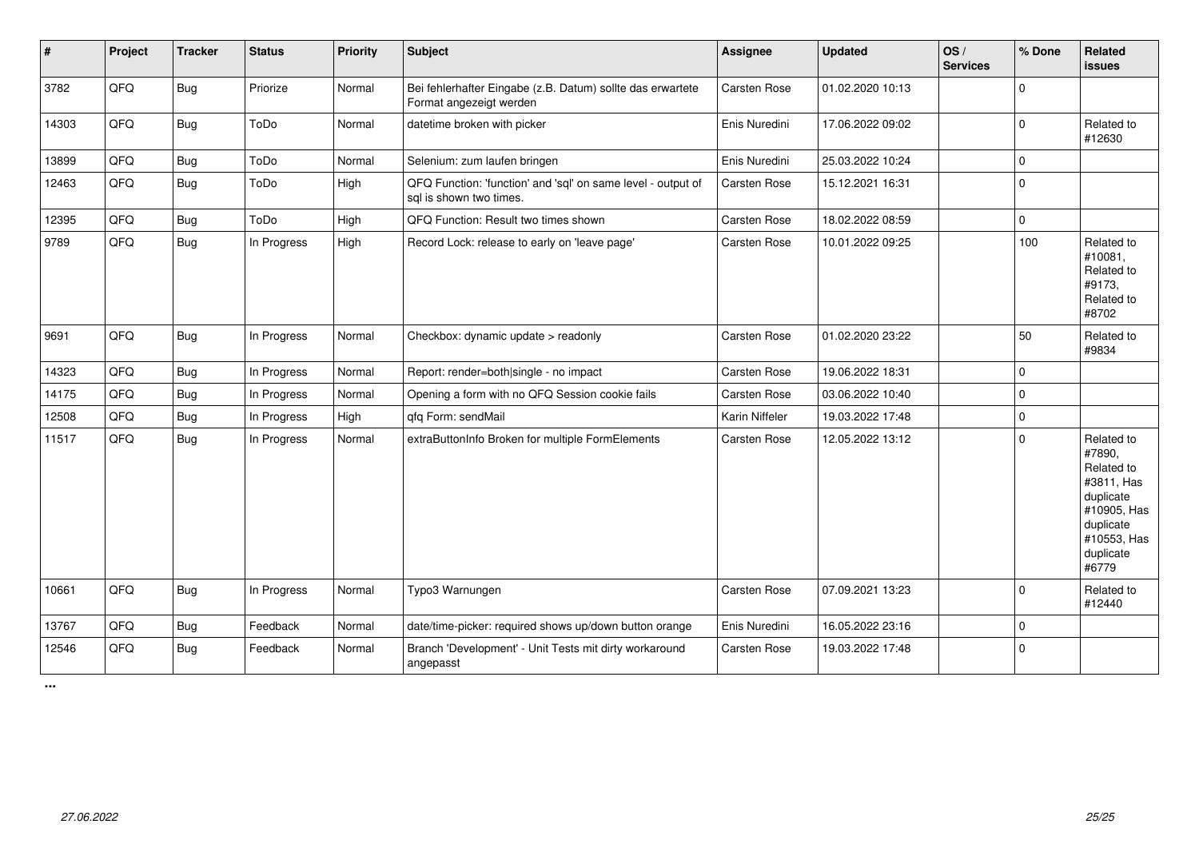| # | Project | Tracker | Status | Priority | Subject | Assignee | Updated | OS / Services | % Done | Related issues |
|---|---|---|---|---|---|---|---|---|---|---|
| 3782 | QFQ | Bug | Priorize | Normal | Bei fehlerhafter Eingabe (z.B. Datum) sollte das erwartete Format angezeigt werden | Carsten Rose | 01.02.2020 10:13 | | 0 | |
| 14303 | QFQ | Bug | ToDo | Normal | datetime broken with picker | Enis Nuredini | 17.06.2022 09:02 | | 0 | Related to #12630 |
| 13899 | QFQ | Bug | ToDo | Normal | Selenium: zum laufen bringen | Enis Nuredini | 25.03.2022 10:24 | | 0 | |
| 12463 | QFQ | Bug | ToDo | High | QFQ Function: 'function' and 'sql' on same level - output of sql is shown two times. | Carsten Rose | 15.12.2021 16:31 | | 0 | |
| 12395 | QFQ | Bug | ToDo | High | QFQ Function: Result two times shown | Carsten Rose | 18.02.2022 08:59 | | 0 | |
| 9789 | QFQ | Bug | In Progress | High | Record Lock: release to early on 'leave page' | Carsten Rose | 10.01.2022 09:25 | | 100 | Related to #10081, Related to #9173, Related to #8702 |
| 9691 | QFQ | Bug | In Progress | Normal | Checkbox: dynamic update > readonly | Carsten Rose | 01.02.2020 23:22 | | 50 | Related to #9834 |
| 14323 | QFQ | Bug | In Progress | Normal | Report: render=both|single - no impact | Carsten Rose | 19.06.2022 18:31 | | 0 | |
| 14175 | QFQ | Bug | In Progress | Normal | Opening a form with no QFQ Session cookie fails | Carsten Rose | 03.06.2022 10:40 | | 0 | |
| 12508 | QFQ | Bug | In Progress | High | qfq Form: sendMail | Karin Niffeler | 19.03.2022 17:48 | | 0 | |
| 11517 | QFQ | Bug | In Progress | Normal | extraButtonInfo Broken for multiple FormElements | Carsten Rose | 12.05.2022 13:12 | | 0 | Related to #7890, Related to #3811, Has duplicate #10905, Has duplicate #10553, Has duplicate #6779 |
| 10661 | QFQ | Bug | In Progress | Normal | Typo3 Warnungen | Carsten Rose | 07.09.2021 13:23 | | 0 | Related to #12440 |
| 13767 | QFQ | Bug | Feedback | Normal | date/time-picker: required shows up/down button orange | Enis Nuredini | 16.05.2022 23:16 | | 0 | |
| 12546 | QFQ | Bug | Feedback | Normal | Branch 'Development' - Unit Tests mit dirty workaround angepasst | Carsten Rose | 19.03.2022 17:48 | | 0 | |

...